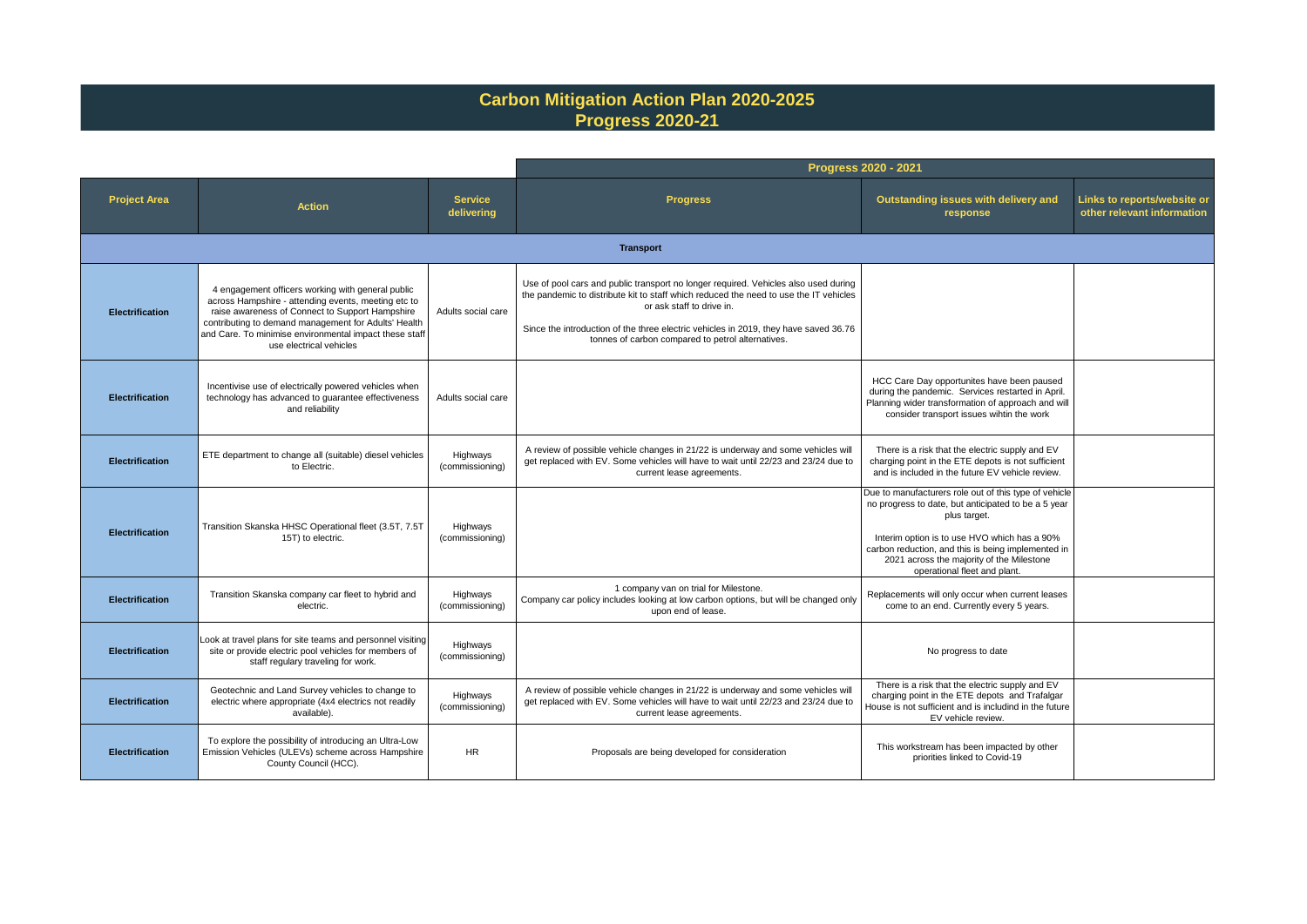# Carbon Mitigation Action Plan 2020-2025
## Progress 2020-21

| Project Area | Action | Service delivering | Progress 2020 - 2021 | | |
|---|---|---|---|---|---|
| | | | **Progress** | **Outstanding issues with delivery and response** | **Links to reports/website or other relevant information** |
| **Transport** | | | | | |
| **Electrification** | 4 engagement officers working with general public across Hampshire - attending events, meeting etc to raise awareness of Connect to Support Hampshire contributing to demand management for Adults' Health and Care. To minimise environmental impact these staff use electrical vehicles | Adults social care | Use of pool cars and public transport no longer required. Vehicles also used during the pandemic to distribute kit to staff which reduced the need to use the IT vehicles or ask staff to drive in.<br><br>Since the introduction of the three electric vehicles in 2019, they have saved 36.76 tonnes of carbon compared to petrol alternatives. | | |
| **Electrification** | Incentivise use of electrically powered vehicles when technology has advanced to guarantee effectiveness and reliability | Adults social care | | HCC Care Day opportunites have been paused during the pandemic. Services restarted in April. Planning wider transformation of approach and will consider transport issues wihtin the work | |
| **Electrification** | ETE department to change all (suitable) diesel vehicles to Electric. | Highways (commissioning) | A review of possible vehicle changes in 21/22 is underway and some vehicles will get replaced with EV. Some vehicles will have to wait until 22/23 and 23/24 due to current lease agreements. | There is a risk that the electric supply and EV charging point in the ETE depots is not sufficient and is included in the future EV vehicle review. | |
| **Electrification** | Transition Skanska HHSC Operational fleet (3.5T, 7.5T 15T) to electric. | Highways (commissioning) | | Due to manufacturers role out of this type of vehicle no progress to date, but anticipated to be a 5 year plus target.<br><br>Interim option is to use HVO which has a 90% carbon reduction, and this is being implemented in 2021 across the majority of the Milestone operational fleet and plant. | |
| **Electrification** | Transition Skanska company car fleet to hybrid and electric. | Highways (commissioning) | 1 company van on trial for Milestone.<br>Company car policy includes looking at low carbon options, but will be changed only upon end of lease. | Replacements will only occur when current leases come to an end. Currently every 5 years. | |
| **Electrification** | Look at travel plans for site teams and personnel visiting site or provide electric pool vehicles for members of staff regulary traveling for work. | Highways (commissioning) | | No progress to date | |
| **Electrification** | Geotechnic and Land Survey vehicles to change to electric where appropriate (4x4 electrics not readily available). | Highways (commissioning) | A review of possible vehicle changes in 21/22 is underway and some vehicles will get replaced with EV. Some vehicles will have to wait until 22/23 and 23/24 due to current lease agreements. | There is a risk that the electric supply and EV charging point in the ETE depots and Trafalgar House is not sufficient and is includind in the future EV vehicle review. | |
| **Electrification** | To explore the possibility of introducing an Ultra-Low Emission Vehicles (ULEVs) scheme across Hampshire County Council (HCC). | HR | Proposals are being developed for consideration | This workstream has been impacted by other priorities linked to Covid-19 | |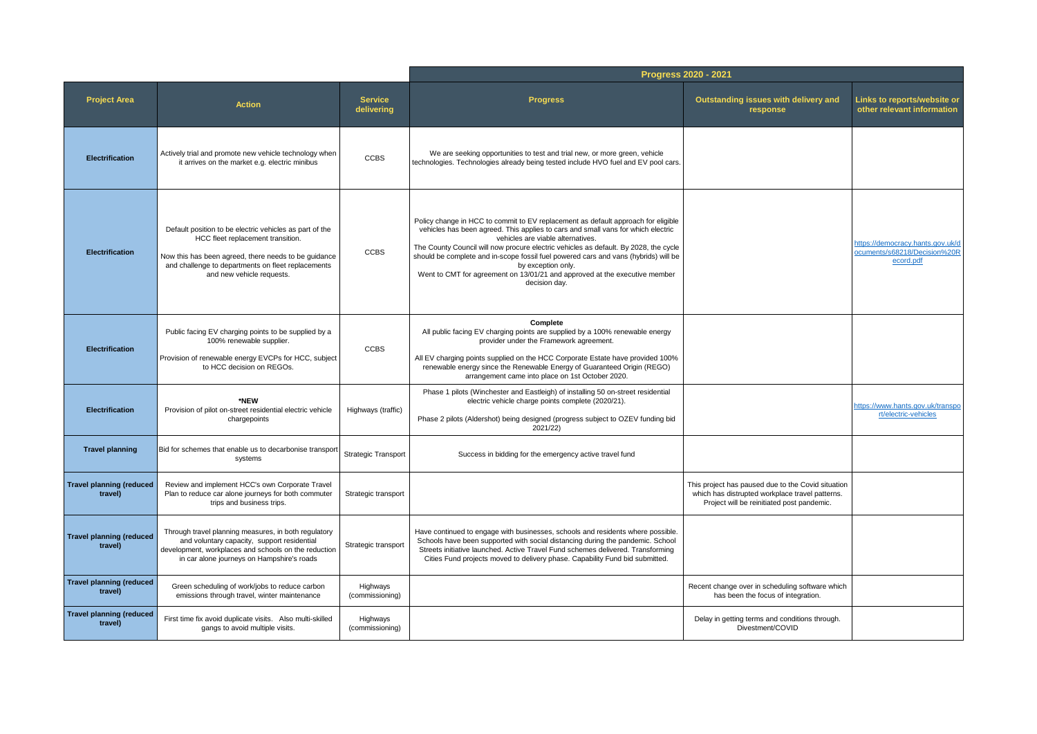| Project Area | Action | Service delivering | Progress 2020 - 2021 | | |
|---|---|---|---|---|---|
| | | | **Progress** | **Outstanding issues with delivery and response** | **Links to reports/website or other relevant information** |
| **Electrification** | Actively trial and promote new vehicle technology when it arrives on the market e.g. electric minibus | CCBS | We are seeking opportunities to test and trial new, or more green, vehicle technologies. Technologies already being tested include HVO fuel and EV pool cars. | | |
| **Electrification** | Default position to be electric vehicles as part of the HCC fleet replacement transition.<br><br>Now this has been agreed, there needs to be guidance and challenge to departments on fleet replacements and new vehicle requests. | CCBS | Policy change in HCC to commit to EV replacement as default approach for eligible vehicles has been agreed. This applies to cars and small vans for which electric vehicles are viable alternatives.<br>The County Council will now procure electric vehicles as default. By 2028, the cycle should be complete and in-scope fossil fuel powered cars and vans (hybrids) will be by exception only.<br>Went to CMT for agreement on 13/01/21 and approved at the executive member decision day. | | https://democracy.hants.gov.uk/documents/s68218/Decision%20Record.pdf |
| **Electrification** | Public facing EV charging points to be supplied by a 100% renewable supplier.<br><br>Provision of renewable energy EVCPs for HCC, subject to HCC decision on REGOs. | CCBS | **Complete**<br>All public facing EV charging points are supplied by a 100% renewable energy provider under the Framework agreement.<br><br>All EV charging points supplied on the HCC Corporate Estate have provided 100% renewable energy since the Renewable Energy of Guaranteed Origin (REGO) arrangement came into place on 1st October 2020. | | |
| **Electrification** | **\*NEW**<br>Provision of pilot on-street residential electric vehicle chargepoints | Highways (traffic) | Phase 1 pilots (Winchester and Eastleigh) of installing 50 on-street residential electric vehicle charge points complete (2020/21).<br><br>Phase 2 pilots (Aldershot) being designed (progress subject to OZEV funding bid 2021/22) | | https://www.hants.gov.uk/transport/electric-vehicles |
| **Travel planning** | Bid for schemes that enable us to decarbonise transport systems | Strategic Transport | Success in bidding for the emergency active travel fund | | |
| **Travel planning (reduced travel)** | Review and implement HCC's own Corporate Travel Plan to reduce car alone journeys for both commuter trips and business trips. | Strategic transport | | This project has paused due to the Covid situation which has distrupted workplace travel patterns. Project will be reinitiated post pandemic. | |
| **Travel planning (reduced travel)** | Through travel planning measures, in both regulatory and voluntary capacity, support residential development, workplaces and schools on the reduction in car alone journeys on Hampshire's roads | Strategic transport | Have continued to engage with businesses, schools and residents where possible. Schools have been supported with social distancing during the pandemic. School Streets initiative launched. Active Travel Fund schemes delivered. Transforming Cities Fund projects moved to delivery phase. Capability Fund bid submitted. | | |
| **Travel planning (reduced travel)** | Green scheduling of work/jobs to reduce carbon emissions through travel, winter maintenance | Highways (commissioning) | | Recent change over in scheduling software which has been the focus of integration. | |
| **Travel planning (reduced travel)** | First time fix avoid duplicate visits. Also multi-skilled gangs to avoid multiple visits. | Highways (commissioning) | | Delay in getting terms and conditions through. Divestment/COVID | |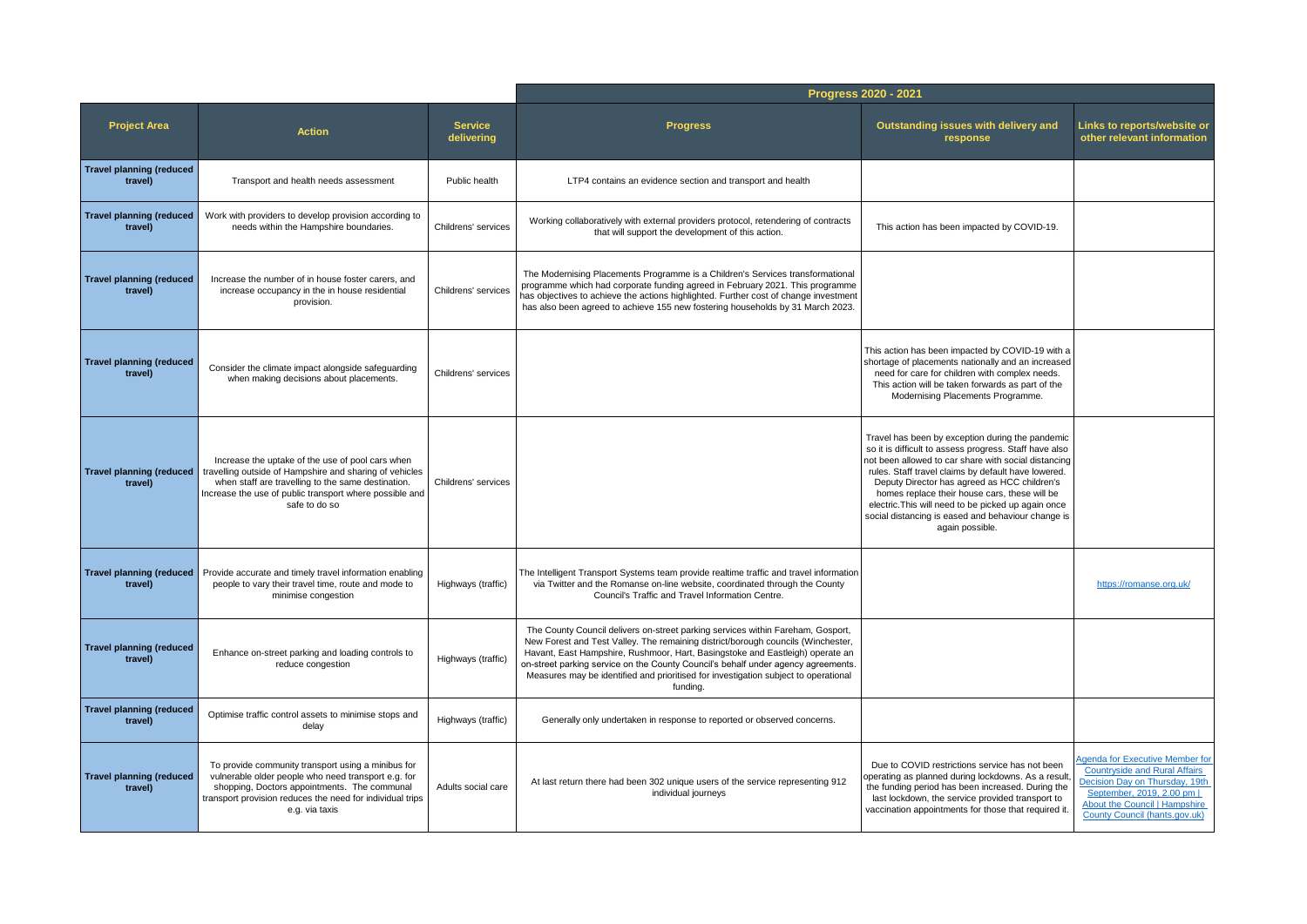| Project Area | Action | Service delivering | Progress 2020 - 2021 | | |
|---|---|---|---|---|---|
| | | | **Progress** | **Outstanding issues with delivery and response** | **Links to reports/website or other relevant information** |
| **Travel planning (reduced travel)** | Transport and health needs assessment | Public health | LTP4 contains an evidence section and transport and health | | |
| **Travel planning (reduced travel)** | Work with providers to develop provision according to needs within the Hampshire boundaries. | Childrens' services | Working collaboratively with external providers protocol, retendering of contracts that will support the development of this action. | This action has been impacted by COVID-19. | |
| **Travel planning (reduced travel)** | Increase the number of in house foster carers, and increase occupancy in the in house residential provision. | Childrens' services | The Modernising Placements Programme is a Children's Services transformational programme which had corporate funding agreed in February 2021. This programme has objectives to achieve the actions highlighted. Further cost of change investment has also been agreed to achieve 155 new fostering households by 31 March 2023. | | |
| **Travel planning (reduced travel)** | Consider the climate impact alongside safeguarding when making decisions about placements. | Childrens' services | | This action has been impacted by COVID-19 with a shortage of placements nationally and an increased need for care for children with complex needs. This action will be taken forwards as part of the Modernising Placements Programme. | |
| **Travel planning (reduced travel)** | Increase the uptake of the use of pool cars when travelling outside of Hampshire and sharing of vehicles when staff are travelling to the same destination. Increase the use of public transport where possible and safe to do so | Childrens' services | | Travel has been by exception during the pandemic so it is difficult to assess progress. Staff have also not been allowed to car share with social distancing rules. Staff travel claims by default have lowered. Deputy Director has agreed as HCC children's homes replace their house cars, these will be electric.This will need to be picked up again once social distancing is eased and behaviour change is again possible. | |
| **Travel planning (reduced travel)** | Provide accurate and timely travel information enabling people to vary their travel time, route and mode to minimise congestion | Highways (traffic) | The Intelligent Transport Systems team provide realtime traffic and travel information via Twitter and the Romanse on-line website, coordinated through the County Council's Traffic and Travel Information Centre. | | https://romanse.org.uk/ |
| **Travel planning (reduced travel)** | Enhance on-street parking and loading controls to reduce congestion | Highways (traffic) | The County Council delivers on-street parking services within Fareham, Gosport, New Forest and Test Valley. The remaining district/borough councils (Winchester, Havant, East Hampshire, Rushmoor, Hart, Basingstoke and Eastleigh) operate an on-street parking service on the County Council's behalf under agency agreements. Measures may be identified and prioritised for investigation subject to operational funding. | | |
| **Travel planning (reduced travel)** | Optimise traffic control assets to minimise stops and delay | Highways (traffic) | Generally only undertaken in response to reported or observed concerns. | | |
| **Travel planning (reduced travel)** | To provide community transport using a minibus for vulnerable older people who need transport e.g. for shopping, Doctors appointments. The communual transport provision reduces the need for individual trips e.g. via taxis | Adults social care | At last return there had been 302 unique users of the service representing 912 individual journeys | Due to COVID restrictions service has not been operating as planned during lockdowns. As a result, the funding period has been increased. During the last lockdown, the service provided transport to vaccination appointments for those that required it. | Agenda for Executive Member for Countryside and Rural Affairs Decision Day on Thursday, 19th September, 2019, 2.00 pm \| About the Council \| Hampshire County Council (hants.gov.uk) |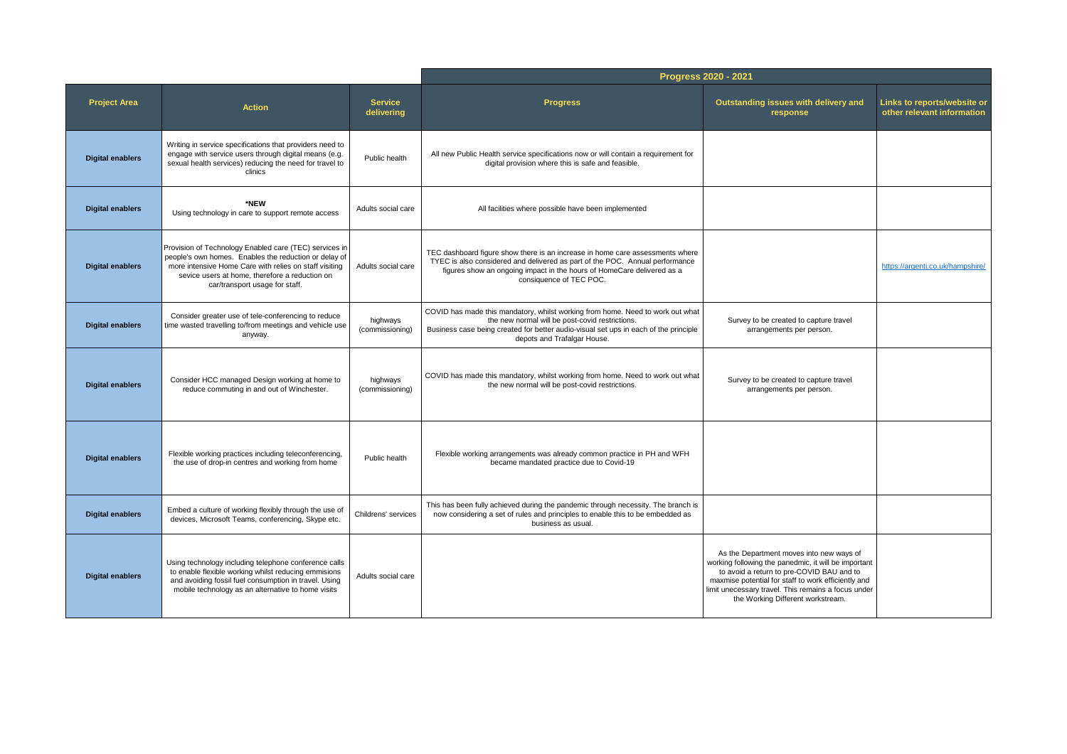| | | | Progress 2020 - 2021 | | |
|---|---|---|---|---|---|
| **Project Area** | **Action** | **Service delivering** | **Progress** | **Outstanding issues with delivery and response** | **Links to reports/website or other relevant information** |
| **Digital enablers** | Writing in service specifications that providers need to engage with service users through digital means (e.g. sexual health services) reducing the need for travel to clinics | Public health | All new Public Health service specifications now or will contain a requirement for digital provision where this is safe and feasible. | | |
| **Digital enablers** | **\*NEW** Using technology in care to support remote access | Adults social care | All facilities where possible have been implemented | | |
| **Digital enablers** | Provision of Technology Enabled care (TEC) services in people's own homes. Enables the reduction or delay of more intensive Home Care with relies on staff visiting sevice users at home, therefore a reduction on car/transport usage for staff. | Adults social care | TEC dashboard figure show there is an increase in home care assessments where TYEC is also considered and delivered as part of the POC. Annual performance figures show an ongoing impact in the hours of HomeCare delivered as a consiquence of TEC POC. | | https://argenti.co.uk/hampshire/ |
| **Digital enablers** | Consider greater use of tele-conferencing to reduce time wasted travelling to/from meetings and vehicle use anyway. | highways (commissioning) | COVID has made this mandatory, whilst working from home. Need to work out what the new normal will be post-covid restrictions. Business case being created for better audio-visual set ups in each of the principle depots and Trafalgar House. | Survey to be created to capture travel arrangements per person. | |
| **Digital enablers** | Consider HCC managed Design working at home to reduce commuting in and out of Winchester. | highways (commissioning) | COVID has made this mandatory, whilst working from home. Need to work out what the new normal will be post-covid restrictions. | Survey to be created to capture travel arrangements per person. | |
| **Digital enablers** | Flexible working practices including teleconferencing, the use of drop-in centres and working from home | Public health | Flexible working arrangements was already common practice in PH and WFH became mandated practice due to Covid-19 | | |
| **Digital enablers** | Embed a culture of working flexibly through the use of devices, Microsoft Teams, conferencing, Skype etc. | Childrens' services | This has been fully achieved during the pandemic through necessity. The branch is now considering a set of rules and principles to enable this to be embedded as business as usual. | | |
| **Digital enablers** | Using technology including telephone conference calls to enable flexible working whilst reducing emmisions and avoiding fossil fuel consumption in travel. Using mobile technology as an alternative to home visits | Adults social care | | As the Department moves into new ways of working following the panedmic, it will be important to avoid a return to pre-COVID BAU and to maxmise potential for staff to work efficiently and limit unecessary travel. This remains a focus under the Working Different workstream. | |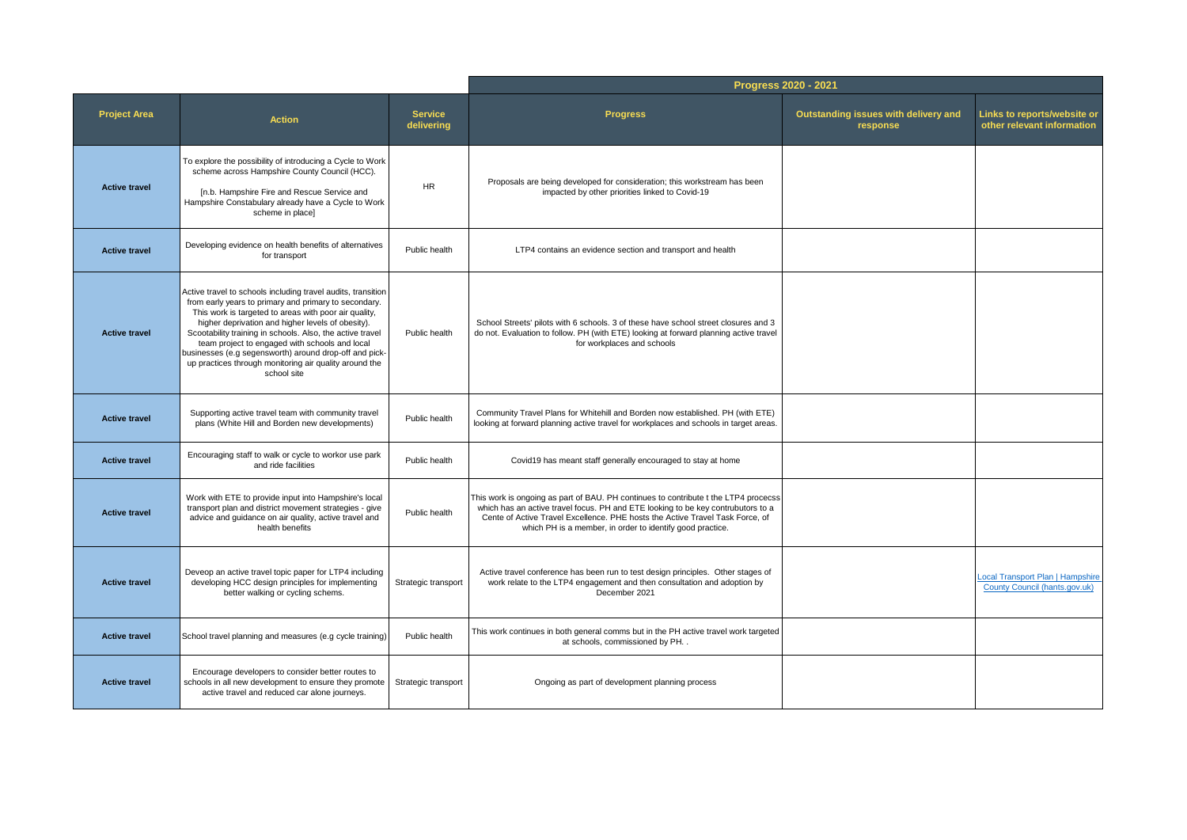| Project Area | Action | Service delivering | Progress 2020 - 2021 | | |
|---|---|---|---|---|---|
| | | | Progress | Outstanding issues with delivery and response | Links to reports/website or other relevant information |
| Active travel | To explore the possibility of introducing a Cycle to Work scheme across Hampshire County Council (HCC).<br><br>[n.b. Hampshire Fire and Rescue Service and Hampshire Constabulary already have a Cycle to Work scheme in place] | HR | Proposals are being developed for consideration; this workstream has been impacted by other priorities linked to Covid-19 | | |
| Active travel | Developing evidence on health benefits of alternatives for transport | Public health | LTP4 contains an evidence section and transport and health | | |
| Active travel | Active travel to schools including travel audits, transition from early years to primary and primary to secondary. This work is targeted to areas with poor air quality, higher deprivation and higher levels of obesity). Scootability training in schools. Also, the active travel team project to engaged with schools and local businesses (e.g segensworth) around drop-off and pick-up practices through monitoring air quality around the school site | Public health | School Streets' pilots with 6 schools. 3 of these have school street closures and 3 do not. Evaluation to follow. PH (with ETE) looking at forward planning active travel for workplaces and schools | | |
| Active travel | Supporting active travel team with community travel plans (White Hill and Borden new developments) | Public health | Community Travel Plans for Whitehill and Borden now established. PH (with ETE) looking at forward planning active travel for workplaces and schools in target areas. | | |
| Active travel | Encouraging staff to walk or cycle to workor use park and ride facilities | Public health | Covid19 has meant staff generally encouraged to stay at home | | |
| Active travel | Work with ETE to provide input into Hampshire's local transport plan and district movement strategies - give advice and guidance on air quality, active travel and health benefits | Public health | This work is ongoing as part of BAU. PH continues to contribute t the LTP4 procecss which has an active travel focus. PH and ETE looking to be key contrubutors to a Cente of Active Travel Excellence. PHE hosts the Active Travel Task Force, of which PH is a member, in order to identify good practice. | | |
| Active travel | Deveop an active travel topic paper for LTP4 including developing HCC design principles for implementing better walking or cycling schems. | Strategic transport | Active travel conference has been run to test design principles. Other stages of work relate to the LTP4 engagement and then consultation and adoption by December 2021 | | Local Transport Plan \| Hampshire County Council (hants.gov.uk) |
| Active travel | School travel planning and measures (e.g cycle training) | Public health | This work continues in both general comms but in the PH active travel work targeted at schools, commissioned by PH. . | | |
| Active travel | Encourage developers to consider better routes to schools in all new development to ensure they promote active travel and reduced car alone journeys. | Strategic transport | Ongoing as part of development planning process | | |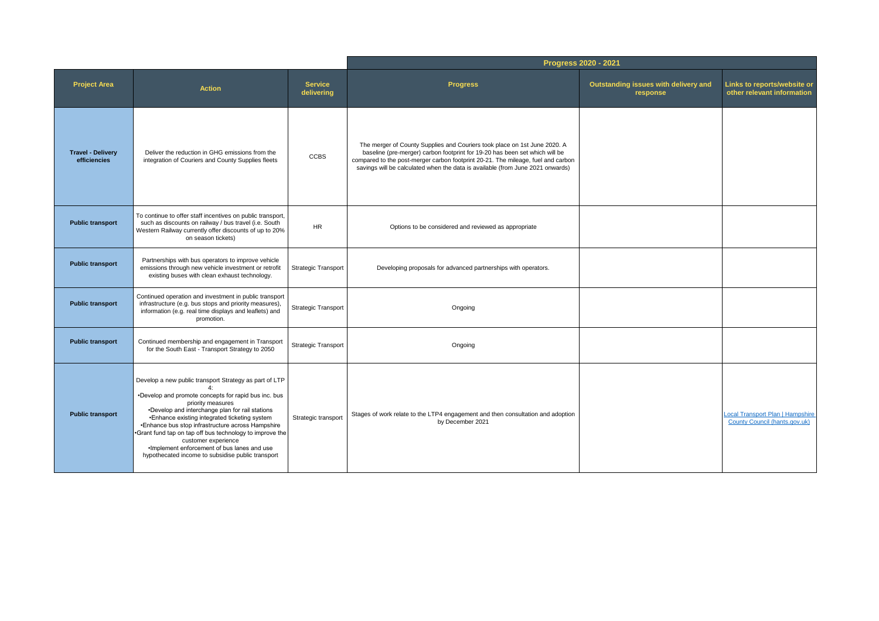| | | | Progress 2020 - 2021 | | |
|---|---|---|---|---|---|
| **Project Area** | **Action** | **Service delivering** | **Progress** | **Outstanding issues with delivery and response** | **Links to reports/website or other relevant information** |
| **Travel - Delivery efficiencies** | Deliver the reduction in GHG emissions from the integration of Couriers and County Supplies fleets | CCBS | The merger of County Supplies and Couriers took place on 1st June 2020. A baseline (pre-merger) carbon footprint for 19-20 has been set which will be compared to the post-merger carbon footprint 20-21. The mileage, fuel and carbon savings will be calculated when the data is available (from June 2021 onwards) | | |
| **Public transport** | To continue to offer staff incentives on public transport, such as discounts on railway / bus travel (i.e. South Western Railway currently offer discounts of up to 20% on season tickets) | HR | Options to be considered and reviewed as appropriate | | |
| **Public transport** | Partnerships with bus operators to improve vehicle emissions through new vehicle investment or retrofit existing buses with clean exhaust technology. | Strategic Transport | Developing proposals for advanced partnerships with operators. | | |
| **Public transport** | Continued operation and investment in public transport infrastructure (e.g. bus stops and priority measures), information (e.g. real time displays and leaflets) and promotion. | Strategic Transport | Ongoing | | |
| **Public transport** | Continued membership and engagement in Transport for the South East - Transport Strategy to 2050 | Strategic Transport | Ongoing | | |
| **Public transport** | Develop a new public transport Strategy as part of LTP 4:<br>•Develop and promote concepts for rapid bus inc. bus priority measures<br>•Develop and interchange plan for rail stations<br>•Enhance existing integrated ticketing system<br>•Enhance bus stop infrastructure across Hampshire<br>•Grant fund tap on tap off bus technology to improve the customer experience<br>•Implement enforcement of bus lanes and use hypothecated income to subsidise public transport | Strategic transport | Stages of work relate to the LTP4 engagement and then consultation and adoption by December 2021 | | [Local Transport Plan \| Hampshire County Council (hants.gov.uk)](https://www.hants.gov.uk) |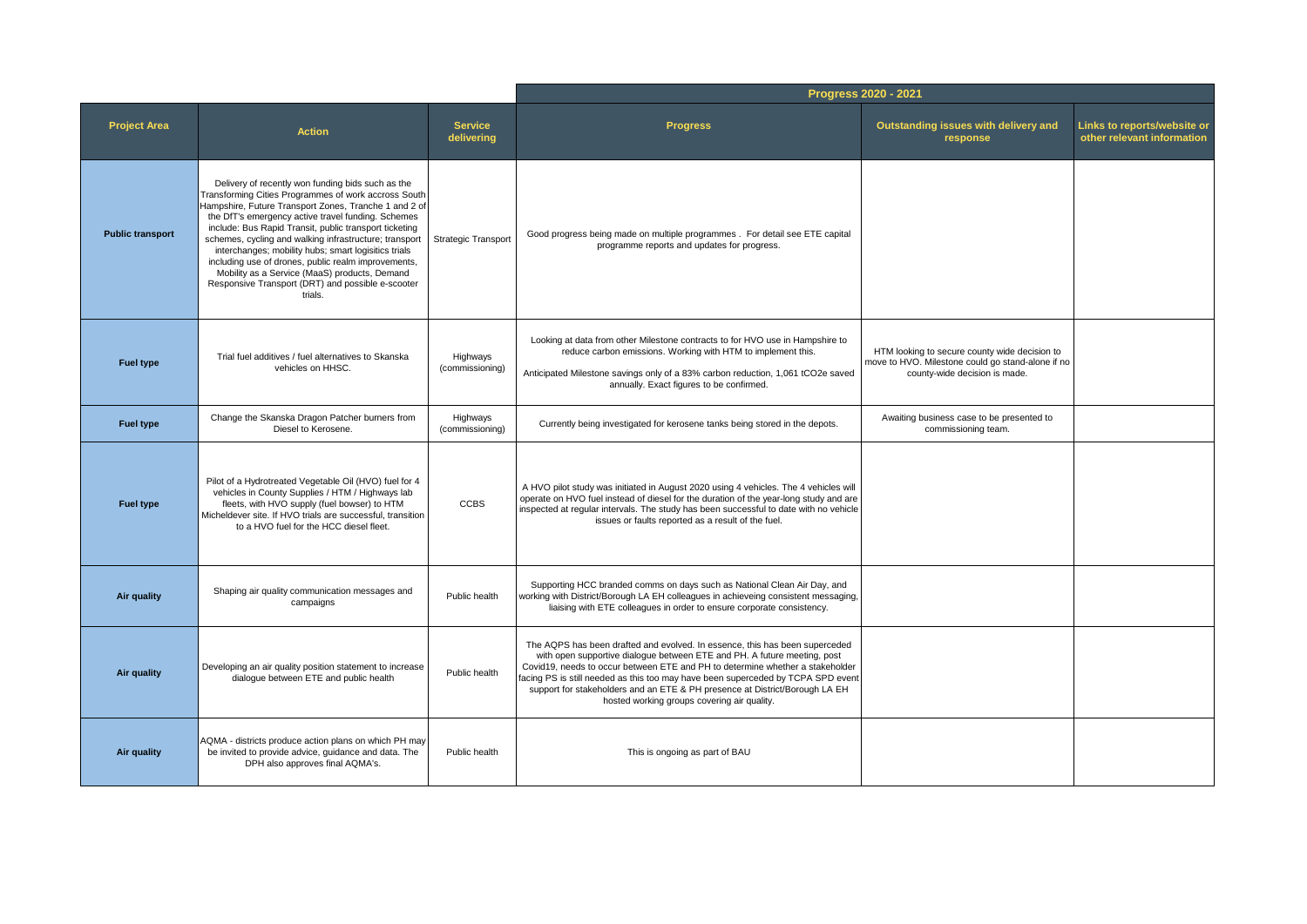| | | | Progress 2020 - 2021 | | |
|---|---|---|---|---|---|
| **Project Area** | **Action** | **Service delivering** | **Progress** | **Outstanding issues with delivery and response** | **Links to reports/website or other relevant information** |
| **Public transport** | Delivery of recently won funding bids such as the Transforming Cities Programmes of work accross South Hampshire, Future Transport Zones, Tranche 1 and 2 of the DfT's emergency active travel funding. Schemes include: Bus Rapid Transit, public transport ticketing schemes, cycling and walking infrastructure; transport interchanges; mobility hubs; smart logisitics trials including use of drones, public realm improvements, Mobility as a Service (MaaS) products, Demand Responsive Transport (DRT) and possible e-scooter trials. | Strategic Transport | Good progress being made on multiple programmes . For detail see ETE capital programme reports and updates for progress. | | |
| **Fuel type** | Trial fuel additives / fuel alternatives to Skanska vehicles on HHSC. | Highways (commissioning) | Looking at data from other Milestone contracts to for HVO use in Hampshire to reduce carbon emissions. Working with HTM to implement this.<br><br>Anticipated Milestone savings only of a 83% carbon reduction, 1,061 tCO2e saved annually. Exact figures to be confirmed. | HTM looking to secure county wide decision to move to HVO. Milestone could go stand-alone if no county-wide decision is made. | |
| **Fuel type** | Change the Skanska Dragon Patcher burners from Diesel to Kerosene. | Highways (commissioning) | Currently being investigated for kerosene tanks being stored in the depots. | Awaiting business case to be presented to commissioning team. | |
| **Fuel type** | Pilot of a Hydrotreated Vegetable Oil (HVO) fuel for 4 vehicles in County Supplies / HTM / Highways lab fleets, with HVO supply (fuel bowser) to HTM Micheldever site. If HVO trials are successful, transition to a HVO fuel for the HCC diesel fleet. | CCBS | A HVO pilot study was initiated in August 2020 using 4 vehicles. The 4 vehicles will operate on HVO fuel instead of diesel for the duration of the year-long study and are inspected at regular intervals. The study has been successful to date with no vehicle issues or faults reported as a result of the fuel. | | |
| **Air quality** | Shaping air quality communication messages and campaigns | Public health | Supporting HCC branded comms on days such as National Clean Air Day, and working with District/Borough LA EH colleagues in achieveing consistent messaging, liaising with ETE colleagues in order to ensure corporate consistency. | | |
| **Air quality** | Developing an air quality position statement to increase dialogue between ETE and public health | Public health | The AQPS has been drafted and evolved. In essence, this has been superceded with open supportive dialogue between ETE and PH. A future meeting, post Covid19, needs to occur between ETE and PH to determine whether a stakeholder facing PS is still needed as this too may have been superceded by TCPA SPD event support for stakeholders and an ETE & PH presence at District/Borough LA EH hosted working groups covering air quality. | | |
| **Air quality** | AQMA - districts produce action plans on which PH may be invited to provide advice, guidance and data. The DPH also approves final AQMA's. | Public health | This is ongoing as part of BAU | | |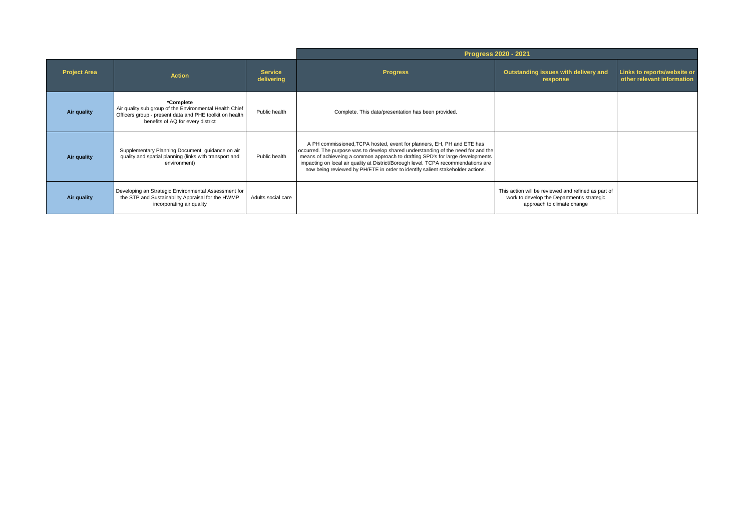| | | | Progress 2020 - 2021 | | |
|---|---|---|---|---|---|
| **Project Area** | **Action** | **Service delivering** | **Progress** | **Outstanding issues with delivery and response** | **Links to reports/website or other relevant information** |
| **Air quality** | **\*Complete** Air quality sub group of the Environmental Health Chief Officers group - present data and PHE toolkit on health benefits of AQ for every district | Public health | Complete. This data/presentation has been provided. | | |
| **Air quality** | Supplementary Planning Document guidance on air quality and spatial planning (links with transport and environment) | Public health | A PH commissioned,TCPA hosted, event for planners, EH, PH and ETE has occurred. The purpose was to develop shared understanding of the need for and the means of achieveing a common approach to drafting SPD's for large developments impacting on local air quality at District/Borough level. TCPA recommendations are now being reviewed by PH/ETE in order to identify salient stakeholder actions. | | |
| **Air quality** | Developing an Strategic Environmental Assessment for the STP and Sustainability Appraisal for the HWMP incorporating air quality | Adults social care | | This action will be reviewed and refined as part of work to develop the Department's strategic approach to climate change | |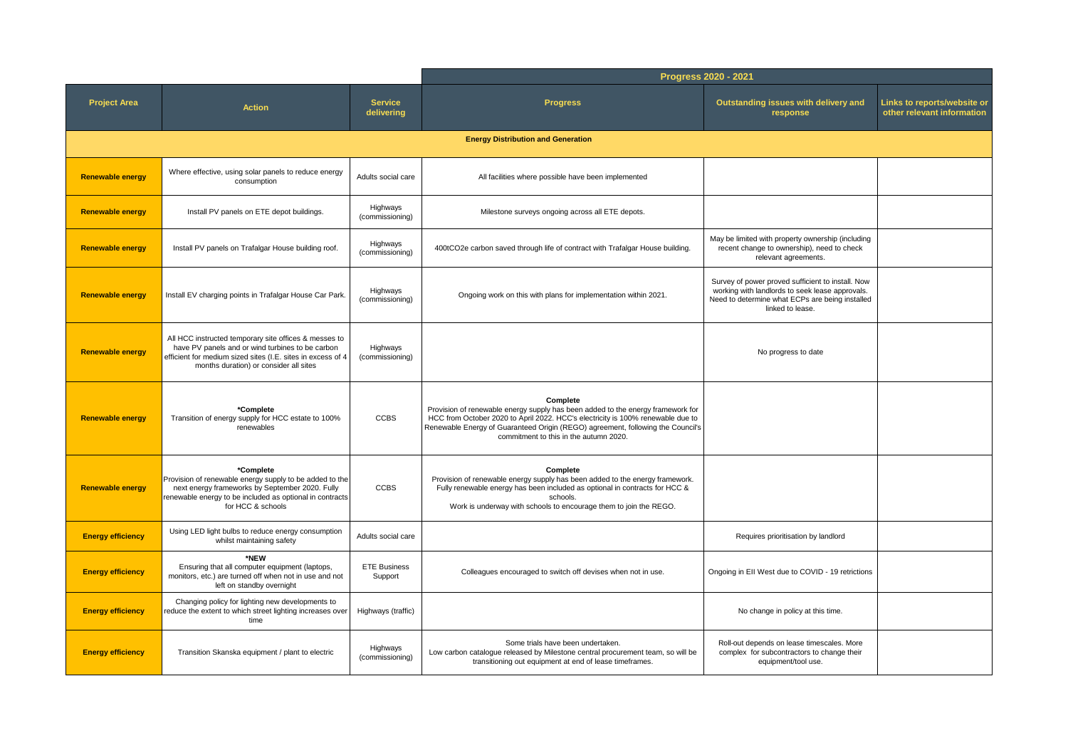| | | | Progress 2020 - 2021 | | |
|---|---|---|---|---|---|
| **Project Area** | **Action** | **Service delivering** | **Progress** | **Outstanding issues with delivery and response** | **Links to reports/website or other relevant information** |
| **Energy Distribution and Generation** | | | | | |
| **Renewable energy** | Where effective, using solar panels to reduce energy consumption | Adults social care | All facilities where possible have been implemented | | |
| **Renewable energy** | Install PV panels on ETE depot buildings. | Highways (commissioning) | Milestone surveys ongoing across all ETE depots. | | |
| **Renewable energy** | Install PV panels on Trafalgar House building roof. | Highways (commissioning) | 400t $CO_2$e carbon saved through life of contract with Trafalgar House building. | May be limited with property ownership (including recent change to ownership), need to check relevant agreements. | |
| **Renewable energy** | Install EV charging points in Trafalgar House Car Park. | Highways (commissioning) | Ongoing work on this with plans for implementation within 2021. | Survey of power proved sufficient to install. Now working with landlords to seek lease approvals. Need to determine what ECPs are being installed linked to lease. | |
| **Renewable energy** | All HCC instructed temporary site offices & messes to have PV panels and or wind turbines to be carbon efficient for medium sized sites (I.E. sites in excess of 4 months duration) or consider all sites | Highways (commissioning) | | No progress to date | |
| **Renewable energy** | **\*Complete** Transition of energy supply for HCC estate to 100% renewables | CCBS | **Complete** Provision of renewable energy supply has been added to the energy framework for HCC from October 2020 to April 2022. HCC's electricity is 100% renewable due to Renewable Energy of Guaranteed Origin (REGO) agreement, following the Council's commitment to this in the autumn 2020. | | |
| **Renewable energy** | **\*Complete** Provision of renewable energy supply to be added to the next energy frameworks by September 2020. Fully renewable energy to be included as optional in contracts for HCC & schools | CCBS | **Complete** Provision of renewable energy supply has been added to the energy framework. Fully renewable energy has been included as optional in contracts for HCC & schools. Work is underway with schools to encourage them to join the REGO. | | |
| **Energy efficiency** | Using LED light bulbs to reduce energy consumption whilst maintaining safety | Adults social care | | Requires prioritisation by landlord | |
| **Energy efficiency** | **\*NEW** Ensuring that all computer equipment (laptops, monitors, etc.) are turned off when not in use and not left on standby overnight | ETE Business Support | Colleagues encouraged to switch off devises when not in use. | Ongoing in EII West due to COVID - 19 retrictions | |
| **Energy efficiency** | Changing policy for lighting new developments to reduce the extent to which street lighting increases over time | Highways (traffic) | | No change in policy at this time. | |
| **Energy efficiency** | Transition Skanska equipment / plant to electric | Highways (commissioning) | Some trials have been undertaken. Low carbon catalogue released by Milestone central procurement team, so will be transitioning out equipment at end of lease timeframes. | Roll-out depends on lease timescales. More complex for subcontractors to change their equipment/tool use. | |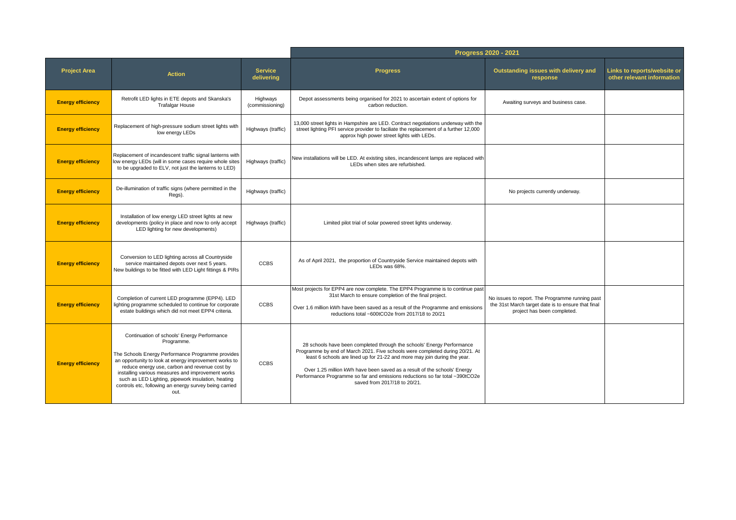| | | | Progress 2020 - 2021 | | |
|---|---|---|---|---|---|
| **Project Area** | **Action** | **Service delivering** | **Progress** | **Outstanding issues with delivery and response** | **Links to reports/website or other relevant information** |
| **Energy efficiency** | Retrofit LED lights in ETE depots and Skanska's Trafalgar House | Highways (commissioning) | Depot assessments being organised for 2021 to ascertain extent of options for carbon reduction. | Awaiting surveys and business case. | |
| **Energy efficiency** | Replacement of high-pressure sodium street lights with low energy LEDs | Highways (traffic) | 13,000 street lights in Hampshire are LED. Contract negotiations underway with the street lighting PFI service provider to faciliate the replacement of a further 12,000 approx high power street lights with LEDs. | | |
| **Energy efficiency** | Replacement of incandescent traffic signal lanterns with low energy LEDs (will in some cases require whole sites to be upgraded to ELV, not just the lanterns to LED) | Highways (traffic) | New installations will be LED. At existing sites, incandescent lamps are replaced with LEDs when sites are refurbished. | | |
| **Energy efficiency** | De-illumination of traffic signs (where permitted in the Regs). | Highways (traffic) | | No projects currently underway. | |
| **Energy efficiency** | Installation of low energy LED street lights at new developments (policy in place and now to only accept LED lighting for new developments) | Highways (traffic) | Limited pilot trial of solar powered street lights underway. | | |
| **Energy efficiency** | Conversion to LED lighting across all Countryside service maintained depots over next 5 years. New buildings to be fitted with LED Light fittings & PIRs | CCBS | As of April 2021, the proportion of Countryside Service maintained depots with LEDs was 68%. | | |
| **Energy efficiency** | Completion of current LED programme (EPP4). LED lighting programme scheduled to continue for corporate estate buildings which did not meet EPP4 criteria. | CCBS | Most projects for EPP4 are now complete. The EPP4 Programme is to continue past 31st March to ensure completion of the final project.<br><br>Over 1.6 million kWh have been saved as a result of the Programme and emissions reductions total ~600t$CO_2$e from 2017/18 to 20/21 | No issues to report. The Programme running past the 31st March target date is to ensure that final project has been completed. | |
| **Energy efficiency** | Continuation of schools' Energy Performance Programme.<br><br>The Schools Energy Performance Programme provides an opportunity to look at energy improvement works to reduce energy use, carbon and revenue cost by installing various measures and improvement works such as LED Lighting, pipework insulation, heating controls etc, following an energy survey being carried out. | CCBS | 28 schools have been completed through the schools' Energy Performance Programme by end of March 2021. Five schools were completed during 20/21. At least 6 schools are lined up for 21-22 and more may join during the year.<br><br>Over 1.25 million kWh have been saved as a result of the schools' Energy Performance Programme so far and emissions reductions so far total ~390t$CO_2$e saved from 2017/18 to 20/21. | | |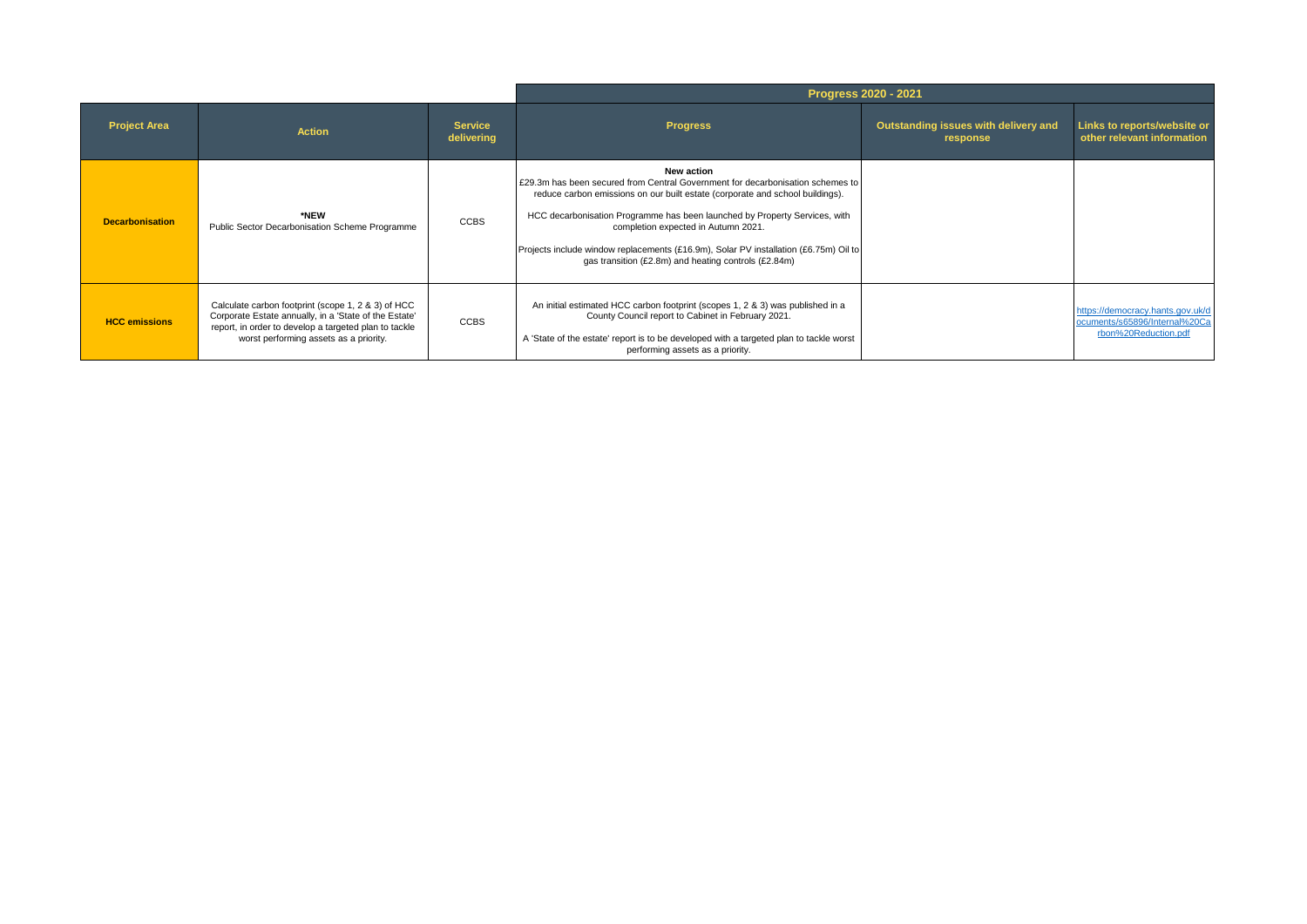| | | | Progress 2020 - 2021 | | |
|---|---|---|---|---|---|
| **Project Area** | **Action** | **Service delivering** | **Progress** | **Outstanding issues with delivery and response** | **Links to reports/website or other relevant information** |
| **Decarbonisation** | ***NEW**<br>Public Sector Decarbonisation Scheme Programme | CCBS | **New action**<br>£29.3m has been secured from Central Government for decarbonisation schemes to reduce carbon emissions on our built estate (corporate and school buildings).<br><br>HCC decarbonisation Programme has been launched by Property Services, with completion expected in Autumn 2021.<br><br>Projects include window replacements (£16.9m), Solar PV installation (£6.75m) Oil to gas transition (£2.8m) and heating controls (£2.84m) | | |
| **HCC emissions** | Calculate carbon footprint (scope 1, 2 & 3) of HCC Corporate Estate annually, in a 'State of the Estate' report, in order to develop a targeted plan to tackle worst performing assets as a priority. | CCBS | An initial estimated HCC carbon footprint (scopes 1, 2 & 3) was published in a County Council report to Cabinet in February 2021.<br><br>A 'State of the estate' report is to be developed with a targeted plan to tackle worst performing assets as a priority. | | https://democracy.hants.gov.uk/documents/s65896/Internal%20Carbon%20Reduction.pdf |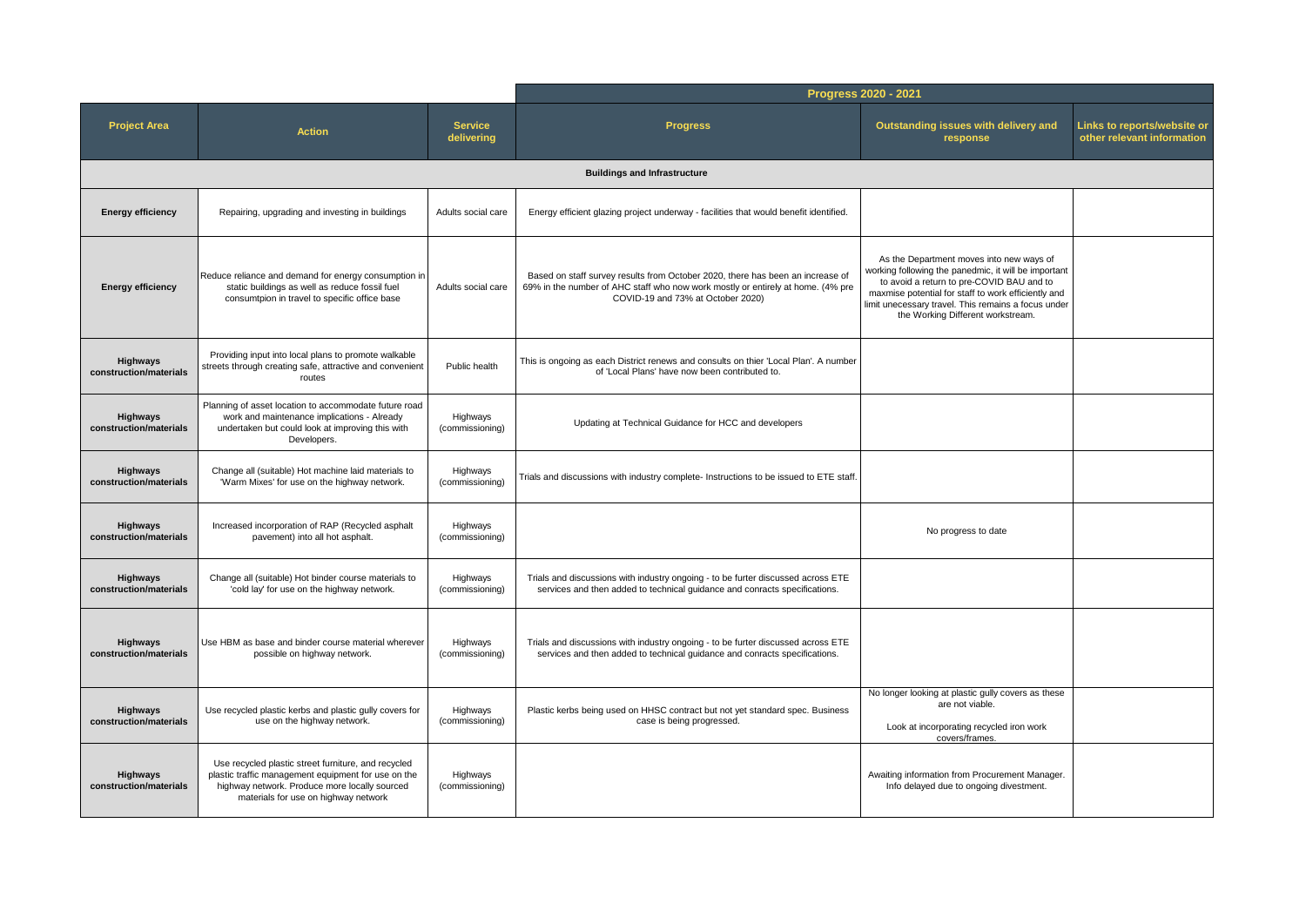| | | | Progress 2020 - 2021 | | |
|---|---|---|---|---|---|
| **Project Area** | **Action** | **Service delivering** | **Progress** | **Outstanding issues with delivery and response** | **Links to reports/website or other relevant information** |
| **Buildings and Infrastructure** | | | | | |
| **Energy efficiency** | Repairing, upgrading and investing in buildings | Adults social care | Energy efficient glazing project underway - facilities that would benefit identified. | | |
| **Energy efficiency** | Reduce reliance and demand for energy consumption in static buildings as well as reduce fossil fuel consumtpion in travel to specific office base | Adults social care | Based on staff survey results from October 2020, there has been an increase of 69% in the number of AHC staff who now work mostly or entirely at home. (4% pre COVID-19 and 73% at October 2020) | As the Department moves into new ways of working following the panedmic, it will be important to avoid a return to pre-COVID BAU and to maxmise potential for staff to work efficiently and limit unecessary travel. This remains a focus under the Working Different workstream. | |
| **Highways construction/materials** | Providing input into local plans to promote walkable streets through creating safe, attractive and convenient routes | Public health | This is ongoing as each District renews and consults on thier 'Local Plan'. A number of 'Local Plans' have now been contributed to. | | |
| **Highways construction/materials** | Planning of asset location to accommodate future road work and maintenance implications - Already undertaken but could look at improving this with Developers. | Highways (commissioning) | Updating at Technical Guidance for HCC and developers | | |
| **Highways construction/materials** | Change all (suitable) Hot machine laid materials to 'Warm Mixes' for use on the highway network. | Highways (commissioning) | Trials and discussions with industry complete- Instructions to be issued to ETE staff. | | |
| **Highways construction/materials** | Increased incorporation of RAP (Recycled asphalt pavement) into all hot asphalt. | Highways (commissioning) | | No progress to date | |
| **Highways construction/materials** | Change all (suitable) Hot binder course materials to 'cold lay' for use on the highway network. | Highways (commissioning) | Trials and discussions with industry ongoing - to be furter discussed across ETE services and then added to technical guidance and conracts specifications. | | |
| **Highways construction/materials** | Use HBM as base and binder course material wherever possible on highway network. | Highways (commissioning) | Trials and discussions with industry ongoing - to be furter discussed across ETE services and then added to technical guidance and conracts specifications. | | |
| **Highways construction/materials** | Use recycled plastic kerbs and plastic gully covers for use on the highway network. | Highways (commissioning) | Plastic kerbs being used on HHSC contract but not yet standard spec. Business case is being progressed. | No longer looking at plastic gully covers as these are not viable.<br><br>Look at incorporating recycled iron work covers/frames. | |
| **Highways construction/materials** | Use recycled plastic street furniture, and recycled plastic traffic management equipment for use on the highway network. Produce more locally sourced materials for use on highway network | Highways (commissioning) | | Awaiting information from Procurement Manager. Info delayed due to ongoing divestment. | |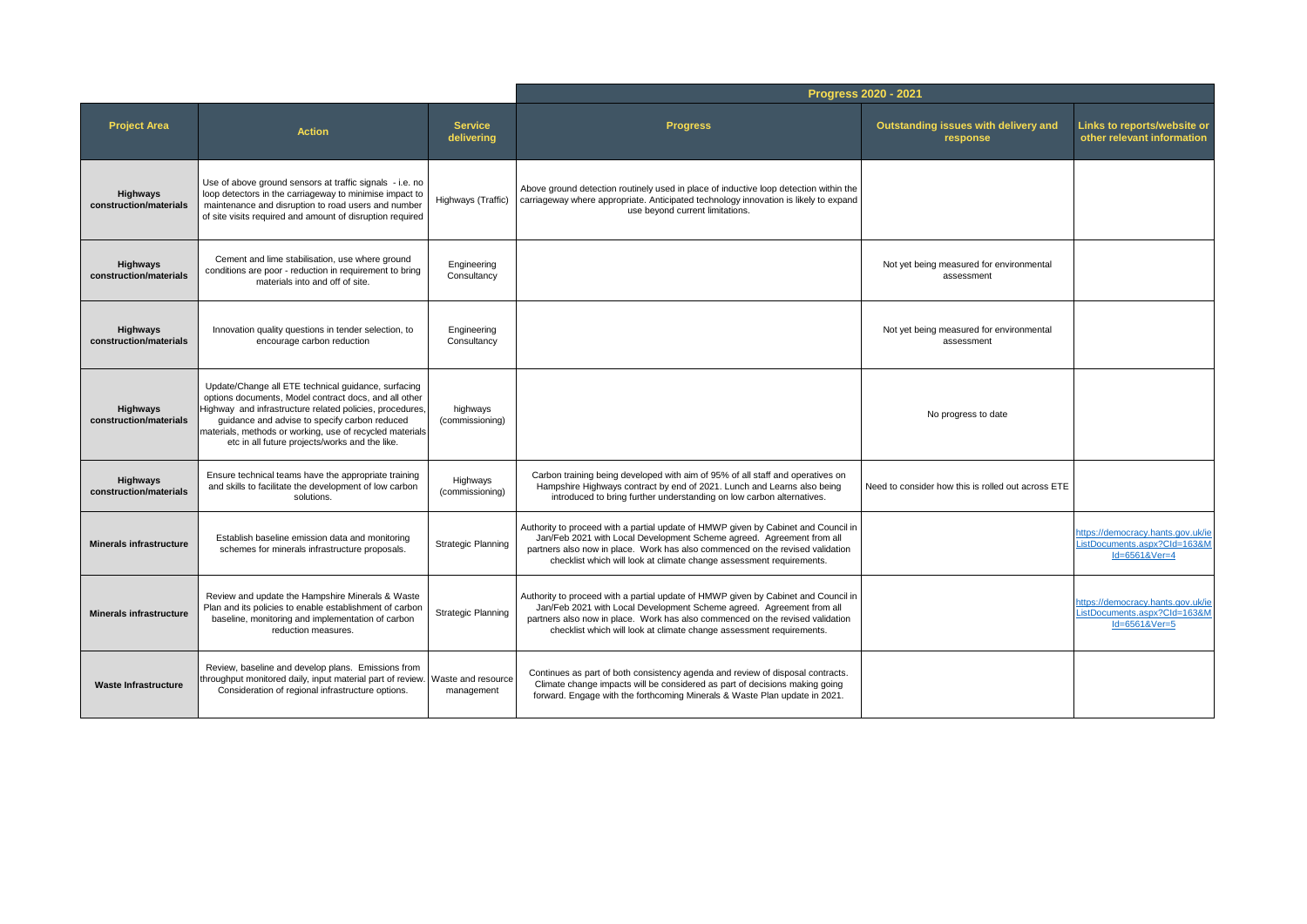| Project Area | Action | Service delivering | Progress 2020 - 2021 | | |
|---|---|---|---|---|---|
| | | | **Progress** | **Outstanding issues with delivery and response** | **Links to reports/website or other relevant information** |
| **Highways construction/materials** | Use of above ground sensors at traffic signals - i.e. no loop detectors in the carriageway to minimise impact to maintenance and disruption to road users and number of site visits required and amount of disruption required | Highways (Traffic) | Above ground detection routinely used in place of inductive loop detection within the carriageway where appropriate. Anticipated technology innovation is likely to expand use beyond current limitations. | | |
| **Highways construction/materials** | Cement and lime stabilisation, use where ground conditions are poor - reduction in requirement to bring materials into and off of site. | Engineering Consultancy | | Not yet being measured for environmental assessment | |
| **Highways construction/materials** | Innovation quality questions in tender selection, to encourage carbon reduction | Engineering Consultancy | | Not yet being measured for environmental assessment | |
| **Highways construction/materials** | Update/Change all ETE technical guidance, surfacing options documents, Model contract docs, and all other Highway and infrastructure related policies, procedures, guidance and advise to specify carbon reduced materials, methods or working, use of recycled materials etc in all future projects/works and the like. | highways (commissioning) | | No progress to date | |
| **Highways construction/materials** | Ensure technical teams have the appropriate training and skills to facilitate the development of low carbon solutions. | Highways (commissioning) | Carbon training being developed with aim of 95% of all staff and operatives on Hampshire Highways contract by end of 2021. Lunch and Learns also being introduced to bring further understanding on low carbon alternatives. | Need to consider how this is rolled out across ETE | |
| **Minerals infrastructure** | Establish baseline emission data and monitoring schemes for minerals infrastructure proposals. | Strategic Planning | Authority to proceed with a partial update of HMWP given by Cabinet and Council in Jan/Feb 2021 with Local Development Scheme agreed. Agreement from all partners also now in place. Work has also commenced on the revised validation checklist which will look at climate change assessment requirements. | | https://democracy.hants.gov.uk/ieListDocuments.aspx?CId=163&MId=6561&Ver=4 |
| **Minerals infrastructure** | Review and update the Hampshire Minerals & Waste Plan and its policies to enable establishment of carbon baseline, monitoring and implementation of carbon reduction measures. | Strategic Planning | Authority to proceed with a partial update of HMWP given by Cabinet and Council in Jan/Feb 2021 with Local Development Scheme agreed. Agreement from all partners also now in place. Work has also commenced on the revised validation checklist which will look at climate change assessment requirements. | | https://democracy.hants.gov.uk/ieListDocuments.aspx?CId=163&MId=6561&Ver=5 |
| **Waste Infrastructure** | Review, baseline and develop plans. Emissions from throughput monitored daily, input material part of review. Consideration of regional infrastructure options. | Waste and resource management | Continues as part of both consistency agenda and review of disposal contracts. Climate change impacts will be considered as part of decisions making going forward. Engage with the forthcoming Minerals & Waste Plan update in 2021. | | |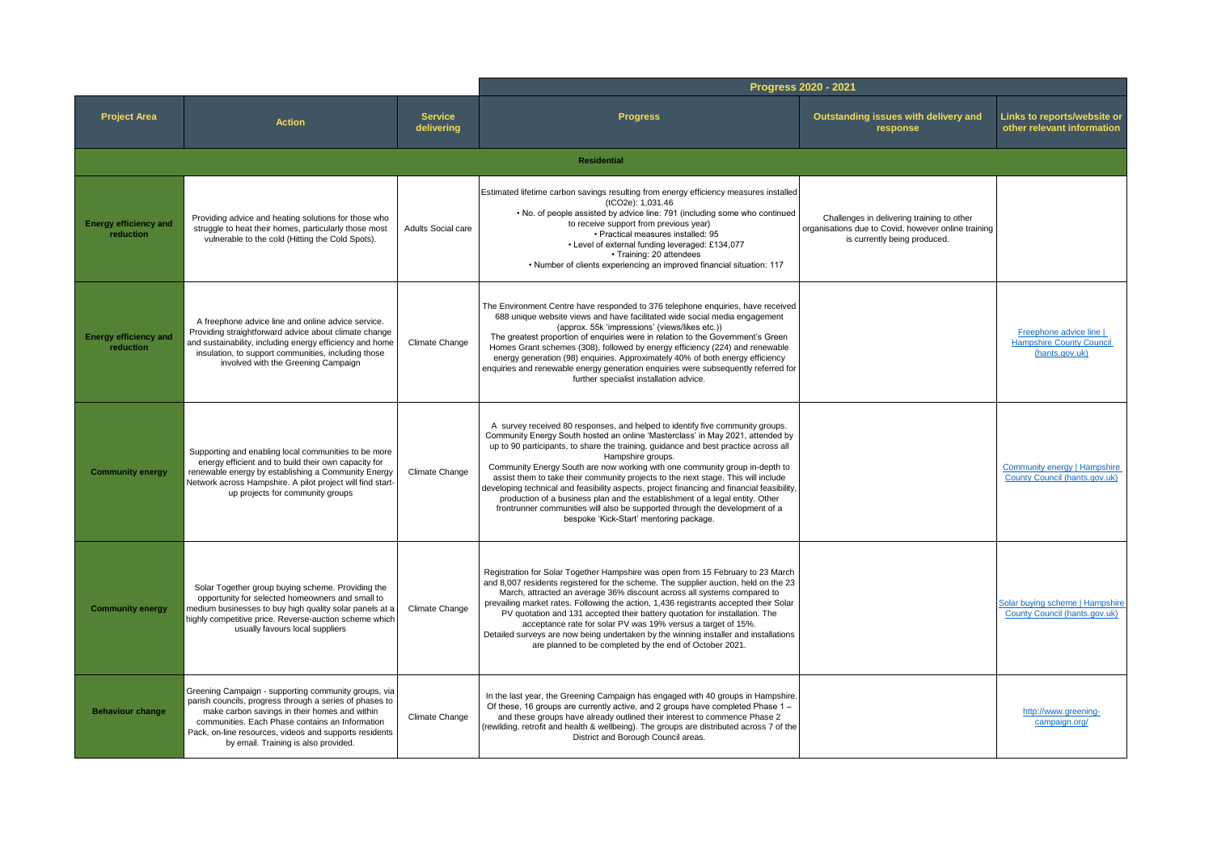| Project Area | Action | Service delivering | Progress 2020 - 2021 | | |
|---|---|---|---|---|---|
| | | | **Progress** | **Outstanding issues with delivery and response** | **Links to reports/website or other relevant information** |
| **Residential** | | | | | |
| **Energy efficiency and reduction** | Providing advice and heating solutions for those who struggle to heat their homes, particularly those most vulnerable to the cold (Hitting the Cold Spots). | Adults Social care | Estimated lifetime carbon savings resulting from energy efficiency measures installed (tCO2e): 1,031.46 • No. of people assisted by advice line: 791 (including some who continued to receive support from previous year) • Practical measures installed: 95 • Level of external funding leveraged: £134,077 • Training: 20 attendees • Number of clients experiencing an improved financial situation: 117 | Challenges in delivering training to other organisations due to Covid, however online training is currently being produced. | |
| **Energy efficiency and reduction** | A freephone advice line and online advice service. Providing straightforward advice about climate change and sustainability, including energy efficiency and home insulation, to support communities, including those involved with the Greening Campaign | Climate Change | The Environment Centre have responded to 376 telephone enquiries, have received 688 unique website views and have facilitated wide social media engagement (approx. 55k 'impressions' (views/likes etc.)) The greatest proportion of enquiries were in relation to the Government's Green Homes Grant schemes (308), followed by energy efficiency (224) and renewable energy generation (98) enquiries. Approximately 40% of both energy efficiency enquiries and renewable energy generation enquiries were subsequently referred for further specialist installation advice. | | Freephone advice line \| Hampshire County Council (hants.gov.uk) |
| **Community energy** | Supporting and enabling local communities to be more energy efficient and to build their own capacity for renewable energy by establishing a Community Energy Network across Hampshire. A pilot project will find start-up projects for community groups | Climate Change | A survey received 80 responses, and helped to identify five community groups. Community Energy South hosted an online 'Masterclass' in May 2021, attended by up to 90 participants, to share the training, guidance and best practice across all Hampshire groups. Community Energy South are now working with one community group in-depth to assist them to take their community projects to the next stage. This will include developing technical and feasibility aspects, project financing and financial feasibility, production of a business plan and the establishment of a legal entity. Other frontrunner communities will also be supported through the development of a bespoke 'Kick-Start' mentoring package. | | Community energy \| Hampshire County Council (hants.gov.uk) |
| **Community energy** | Solar Together group buying scheme. Providing the opportunity for selected homeowners and small to medium businesses to buy high quality solar panels at a highly competitive price. Reverse-auction scheme which usually favours local suppliers | Climate Change | Registration for Solar Together Hampshire was open from 15 February to 23 March and 8,007 residents registered for the scheme. The supplier auction, held on the 23 March, attracted an average 36% discount across all systems compared to prevailing market rates. Following the action, 1,436 registrants accepted their Solar PV quotation and 131 accepted their battery quotation for installation. The acceptance rate for solar PV was 19% versus a target of 15%. Detailed surveys are now being undertaken by the winning installer and installations are planned to be completed by the end of October 2021. | | Solar buying scheme \| Hampshire County Council (hants.gov.uk) |
| **Behaviour change** | Greening Campaign - supporting community groups, via parish councils, progress through a series of phases to make carbon savings in their homes and within communities. Each Phase contains an Information Pack, on-line resources, videos and supports residents by email. Training is also provided. | Climate Change | In the last year, the Greening Campaign has engaged with 40 groups in Hampshire. Of these, 16 groups are currently active, and 2 groups have completed Phase 1 – and these groups have already outlined their interest to commence Phase 2 (rewilding, retrofit and health & wellbeing). The groups are distributed across 7 of the District and Borough Council areas. | | http://www.greening-campaign.org/ |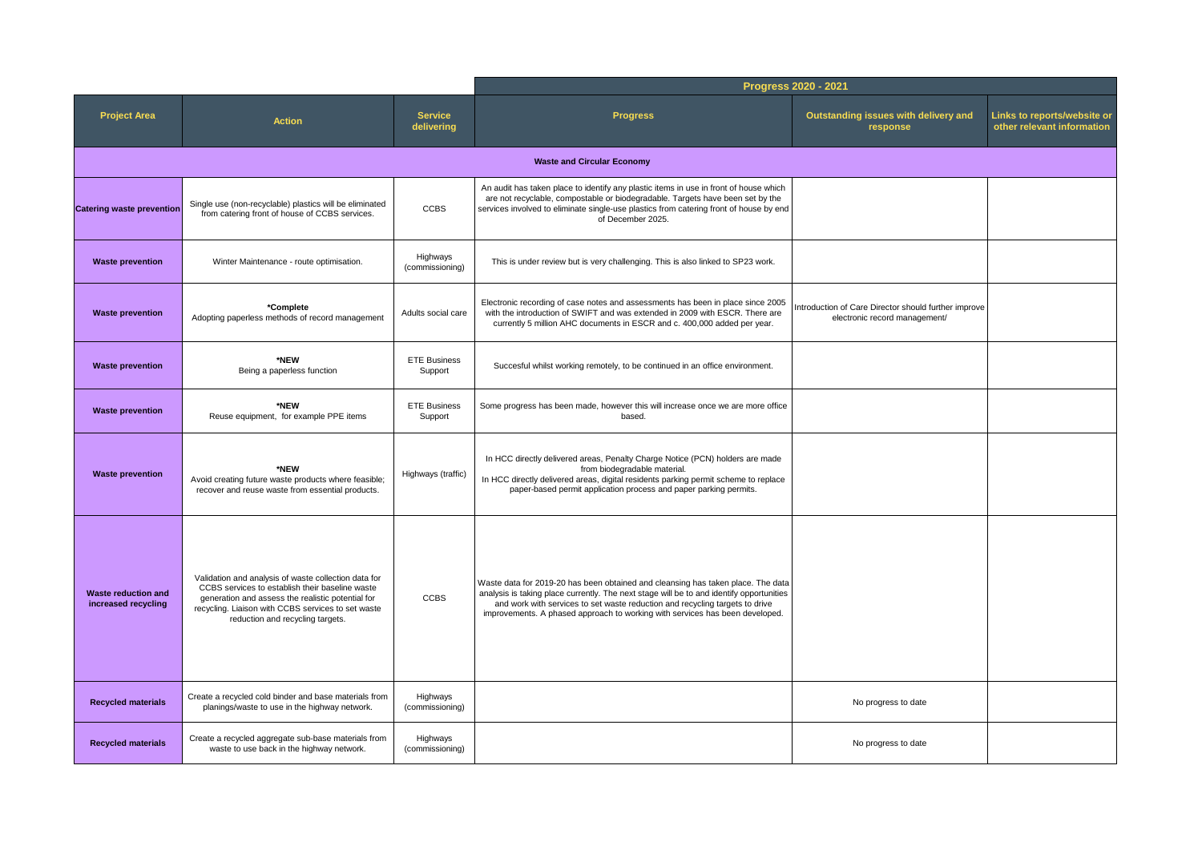| | | | Progress 2020 - 2021 | | |
|---|---|---|---|---|---|
| **Project Area** | **Action** | **Service delivering** | **Progress** | **Outstanding issues with delivery and response** | **Links to reports/website or other relevant information** |
| **Waste and Circular Economy** | | | | | |
| **Catering waste prevention** | Single use (non-recyclable) plastics will be eliminated from catering front of house of CCBS services. | CCBS | An audit has taken place to identify any plastic items in use in front of house which are not recyclable, compostable or biodegradable. Targets have been set by the services involved to eliminate single-use plastics from catering front of house by end of December 2025. | | |
| **Waste prevention** | Winter Maintenance - route optimisation. | Highways (commissioning) | This is under review but is very challenging. This is also linked to SP23 work. | | |
| **Waste prevention** | **\*Complete** Adopting paperless methods of record management | Adults social care | Electronic recording of case notes and assessments has been in place since 2005 with the introduction of SWIFT and was extended in 2009 with ESCR. There are currently 5 million AHC documents in ESCR and c. 400,000 added per year. | Introduction of Care Director should further improve electronic record management/ | |
| **Waste prevention** | **\*NEW** Being a paperless function | ETE Business Support | Succesful whilst working remotely, to be continued in an office environment. | | |
| **Waste prevention** | **\*NEW** Reuse equipment, for example PPE items | ETE Business Support | Some progress has been made, however this will increase once we are more office based. | | |
| **Waste prevention** | **\*NEW** Avoid creating future waste products where feasible; recover and reuse waste from essential products. | Highways (traffic) | In HCC directly delivered areas, Penalty Charge Notice (PCN) holders are made from biodegradable material. In HCC directly delivered areas, digital residents parking permit scheme to replace paper-based permit application process and paper parking permits. | | |
| **Waste reduction and increased recycling** | Validation and analysis of waste collection data for CCBS services to establish their baseline waste generation and assess the realistic potential for recycling. Liaison with CCBS services to set waste reduction and recycling targets. | CCBS | Waste data for 2019-20 has been obtained and cleansing has taken place. The data analysis is taking place currently. The next stage will be to and identify opportunities and work with services to set waste reduction and recycling targets to drive improvements. A phased approach to working with services has been developed. | | |
| **Recycled materials** | Create a recycled cold binder and base materials from planings/waste to use in the highway network. | Highways (commissioning) | | No progress to date | |
| **Recycled materials** | Create a recycled aggregate sub-base materials from waste to use back in the highway network. | Highways (commissioning) | | No progress to date | |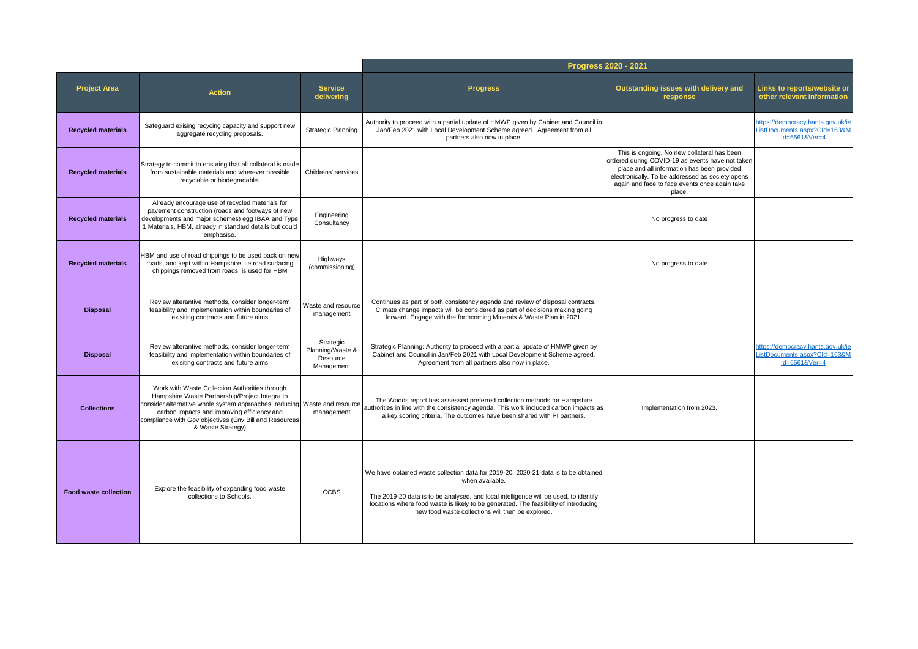| Project Area | Action | Service delivering | Progress 2020 - 2021 | | |
|---|---|---|---|---|---|
| | | | **Progress** | **Outstanding issues with delivery and response** | **Links to reports/website or other relevant information** |
| **Recycled materials** | Safeguard exising recycing capacity and support new aggregate recycling proposals. | Strategic Planning | Authority to proceed with a partial update of HMWP given by Cabinet and Council in Jan/Feb 2021 with Local Development Scheme agreed. Agreement from all partners also now in place. | | https://democracy.hants.gov.uk/ieListDocuments.aspx?CId=163&MId=6561&Ver=4 |
| **Recycled materials** | Strategy to commit to ensuring that all collateral is made from sustainable materials and wherever possible recyclable or biodegradable. | Childrens' services | | This is ongoing. No new collateral has been ordered during COVID-19 as events have not taken place and all information has been provided electronically. To be addressed as society opens again and face to face events once again take place. | |
| **Recycled materials** | Already encourage use of recycled materials for pavement construction (roads and footways of new developments and major schemes) egg IBAA and Type 1 Materials, HBM, already in standard details but could emphasise. | Engineering Consultancy | | No progress to date | |
| **Recycled materials** | HBM and use of road chippings to be used back on new roads, and kept within Hampshire. i.e road surfacing chippings removed from roads, is used for HBM | Highways (commissioning) | | No progress to date | |
| **Disposal** | Review alterantive methods, consider longer-term feasibility and implementation within boundaries of exisiting contracts and future aims | Waste and resource management | Continues as part of both consistency agenda and review of disposal contracts. Climate change impacts will be considered as part of decisions making going forward. Engage with the forthcoming Minerals & Waste Plan in 2021. | | |
| **Disposal** | Review alterantive methods, consider longer-term feasibility and implementation within boundaries of exisiting contracts and future aims | Strategic Planning/Waste & Resource Management | Strategic Planning: Authority to proceed with a partial update of HMWP given by Cabinet and Council in Jan/Feb 2021 with Local Development Scheme agreed. Agreement from all partners also now in place. | | https://democracy.hants.gov.uk/ieListDocuments.aspx?CId=163&MId=6561&Ver=4 |
| **Collections** | Work with Waste Collection Authorities through Hampshire Waste Partnership/Project Integra to consider alternative whole system approaches, reducing carbon impacts and improving efficiency and compliance with Gov objectives (Env Bill and Resources & Waste Strategy) | Waste and resource management | The Woods report has assessed preferred collection methods for Hampshire authorities in line with the consistency agenda. This work included carbon impacts as a key scoring criteria. The outcomes have been shared with PI partners. | Implementation from 2023. | |
| **Food waste collection** | Explore the feasibility of expanding food waste collections to Schools. | CCBS | We have obtained waste collection data for 2019-20. 2020-21 data is to be obtained when available.<br><br>The 2019-20 data is to be analysed, and local intelligence will be used, to identify locations where food waste is likely to be generated. The feasibility of introducing new food waste collections will then be explored. | | |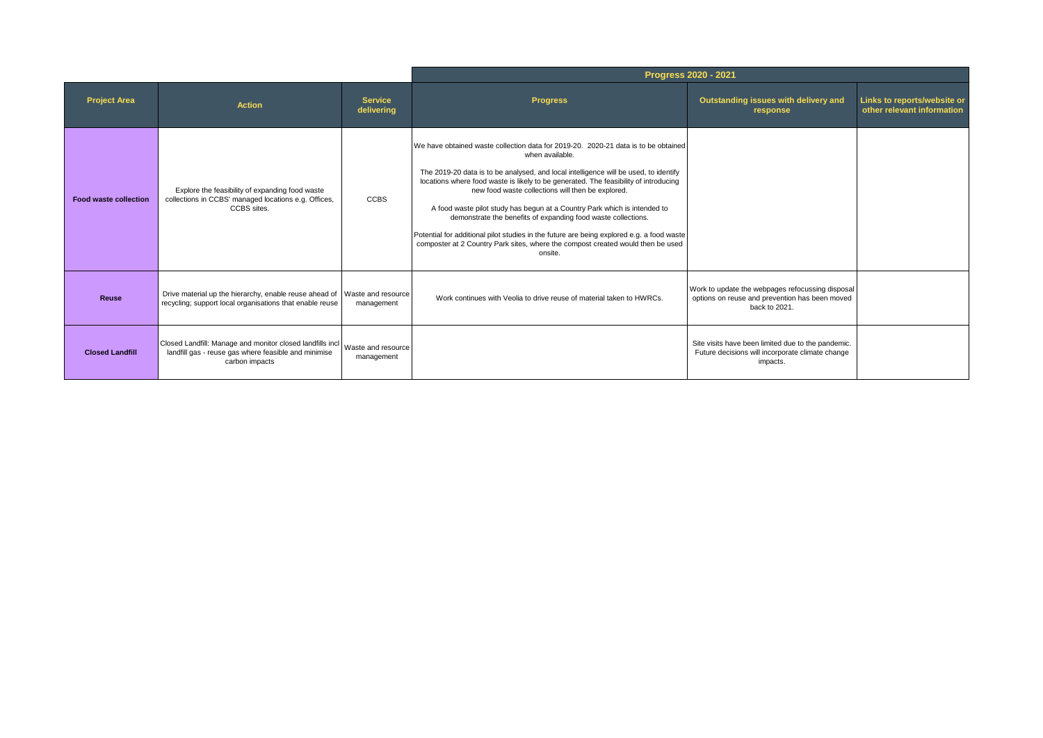| Project Area | Action | Service delivering | Progress 2020 - 2021 | | |
|---|---|---|---|---|---|
| | | | **Progress** | **Outstanding issues with delivery and response** | **Links to reports/website or other relevant information** |
| **Food waste collection** | Explore the feasibility of expanding food waste collections in CCBS' managed locations e.g. Offices, CCBS sites. | CCBS | We have obtained waste collection data for 2019-20. 2020-21 data is to be obtained when available. The 2019-20 data is to be analysed, and local intelligence will be used, to identify locations where food waste is likely to be generated. The feasibility of introducing new food waste collections will then be explored. A food waste pilot study has begun at a Country Park which is intended to demonstrate the benefits of expanding food waste collections. Potential for additional pilot studies in the future are being explored e.g. a food waste composter at 2 Country Park sites, where the compost created would then be used onsite. | | |
| **Reuse** | Drive material up the hierarchy, enable reuse ahead of recycling; support local organisations that enable reuse | Waste and resource management | Work continues with Veolia to drive reuse of material taken to HWRCs. | Work to update the webpages refocussing disposal options on reuse and prevention has been moved back to 2021. | |
| **Closed Landfill** | Closed Landfill: Manage and monitor closed landfills incl landfill gas - reuse gas where feasible and minimise carbon impacts | Waste and resource management | | Site visits have been limited due to the pandemic. Future decisions will incorporate climate change impacts. | |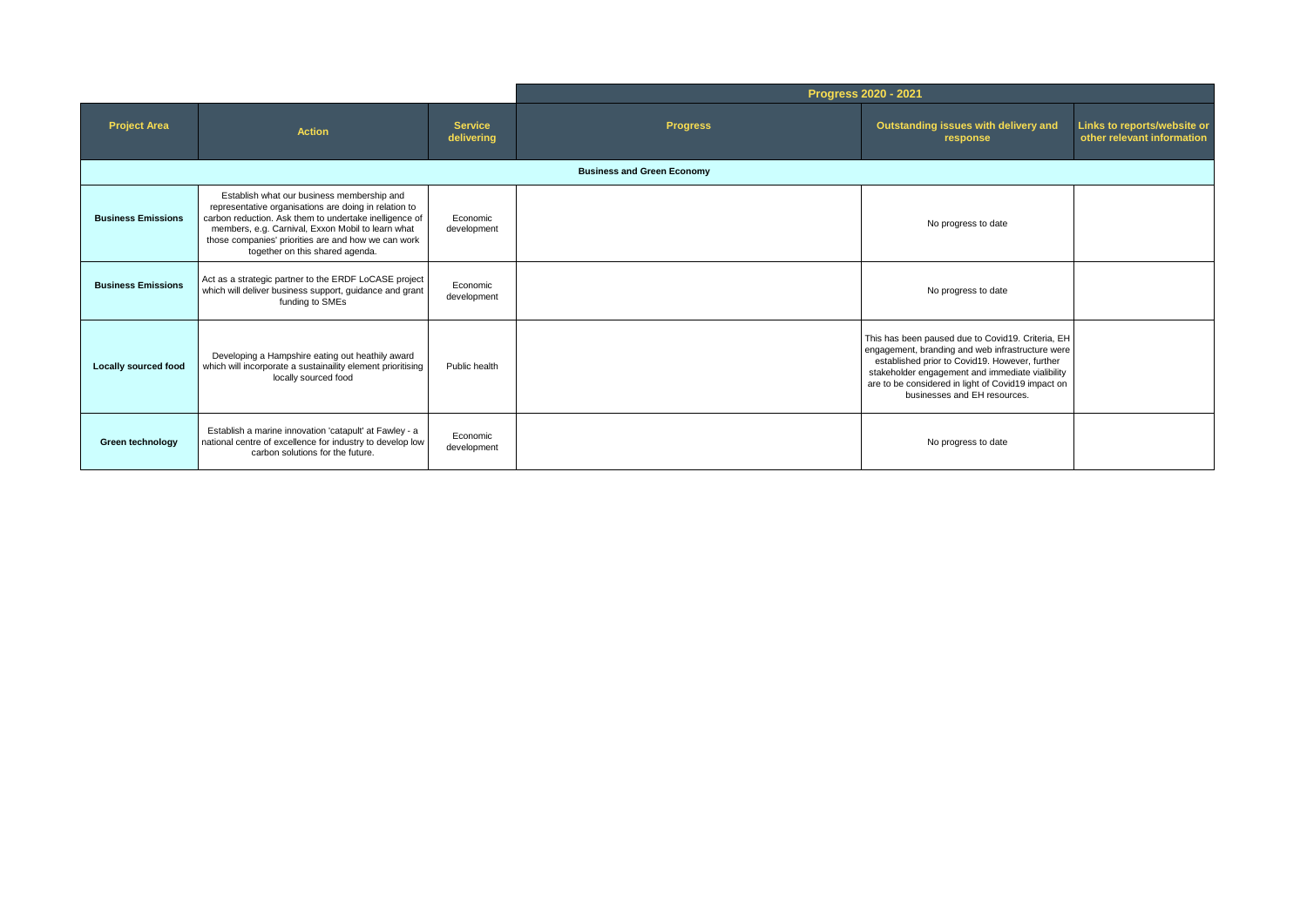| Project Area | Action | Service delivering | Progress 2020 - 2021 | | |
|---|---|---|---|---|---|
| | | | **Progress** | **Outstanding issues with delivery and response** | **Links to reports/website or other relevant information** |
| **Business and Green Economy** | | | | | |
| **Business Emissions** | Establish what our business membership and representative organisations are doing in relation to carbon reduction. Ask them to undertake inelligence of members, e.g. Carnival, Exxon Mobil to learn what those companies' priorities are and how we can work together on this shared agenda. | Economic development | | No progress to date | |
| **Business Emissions** | Act as a strategic partner to the ERDF LoCASE project which will deliver business support, guidance and grant funding to SMEs | Economic development | | No progress to date | |
| **Locally sourced food** | Developing a Hampshire eating out heathily award which will incorporate a sustainaility element prioritising locally sourced food | Public health | | This has been paused due to Covid19. Criteria, EH engagement, branding and web infrastructure were established prior to Covid19. However, further stakeholder engagement and immediate vialibility are to be considered in light of Covid19 impact on businesses and EH resources. | |
| **Green technology** | Establish a marine innovation 'catapult' at Fawley - a national centre of excellence for industry to develop low carbon solutions for the future. | Economic development | | No progress to date | |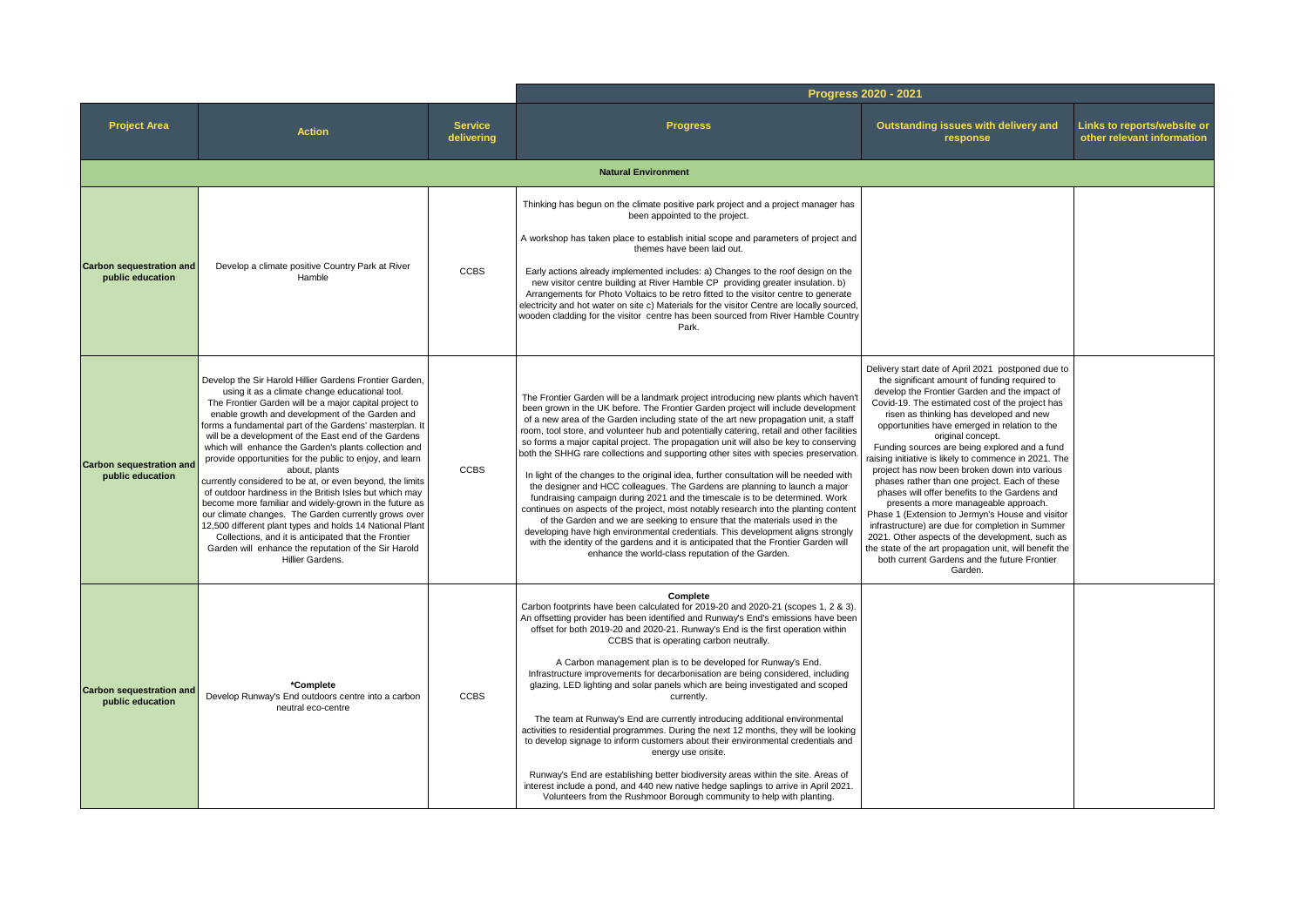| Project Area | Action | Service delivering | Progress 2020 - 2021 | | |
|---|---|---|---|---|---|
| | | | **Progress** | **Outstanding issues with delivery and response** | **Links to reports/website or other relevant information** |
| **Natural Environment** | | | | | |
| **Carbon sequestration and public education** | Develop a climate positive Country Park at River Hamble | CCBS | Thinking has begun on the climate positive park project and a project manager has been appointed to the project.<br><br>A workshop has taken place to establish initial scope and parameters of project and themes have been laid out.<br><br>Early actions already implemented includes: a) Changes to the roof design on the new visitor centre building at River Hamble CP providing greater insulation. b) Arrangements for Photo Voltaics to be retro fitted to the visitor centre to generate electricity and hot water on site c) Materials for the visitor Centre are locally sourced, wooden cladding for the visitor centre has been sourced from River Hamble Country Park. | | |
| **Carbon sequestration and public education** | Develop the Sir Harold Hillier Gardens Frontier Garden, using it as a climate change educational tool.<br>The Frontier Garden will be a major capital project to enable growth and development of the Garden and forms a fundamental part of the Gardens' masterplan. It will be a development of the East end of the Gardens which will enhance the Garden's plants collection and provide opportunities for the public to enjoy, and learn about, plants currently considered to be at, or even beyond, the limits of outdoor hardiness in the British Isles but which may become more familiar and widely-grown in the future as our climate changes. The Garden currently grows over 12,500 different plant types and holds 14 National Plant Collections, and it is anticipated that the Frontier Garden will enhance the reputation of the Sir Harold Hillier Gardens. | CCBS | The Frontier Garden will be a landmark project introducing new plants which haven't been grown in the UK before. The Frontier Garden project will include development of a new area of the Garden including state of the art new propagation unit, a staff room, tool store, and volunteer hub and potentially catering, retail and other facilities so forms a major capital project. The propagation unit will also be key to conserving both the SHHG rare collections and supporting other sites with species preservation.<br><br>In light of the changes to the original idea, further consultation will be needed with the designer and HCC colleagues. The Gardens are planning to launch a major fundraising campaign during 2021 and the timescale is to be determined. Work continues on aspects of the project, most notably research into the planting content of the Garden and we are seeking to ensure that the materials used in the developing have high environmental credentials. This development aligns strongly with the identity of the gardens and it is anticipated that the Frontier Garden will enhance the world-class reputation of the Garden. | Delivery start date of April 2021 postponed due to the significant amount of funding required to develop the Frontier Garden and the impact of Covid-19. The estimated cost of the project has risen as thinking has developed and new opportunities have emerged in relation to the original concept.<br>Funding sources are being explored and a fund raising initiative is likely to commence in 2021. The project has now been broken down into various phases rather than one project. Each of these phases will offer benefits to the Gardens and presents a more manageable approach.<br>Phase 1 (Extension to Jermyn's House and visitor infrastructure) are due for completion in Summer 2021. Other aspects of the development, such as the state of the art propagation unit, will benefit the both current Gardens and the future Frontier Garden. | |
| **Carbon sequestration and public education** | **\*Complete**<br>Develop Runway's End outdoors centre into a carbon neutral eco-centre | CCBS | **Complete**<br>Carbon footprints have been calculated for 2019-20 and 2020-21 (scopes 1, 2 & 3). An offsetting provider has been identified and Runway's End's emissions have been offset for both 2019-20 and 2020-21. Runway's End is the first operation within CCBS that is operating carbon neutrally.<br><br>A Carbon management plan is to be developed for Runway's End. Infrastructure improvements for decarbonisation are being considered, including glazing, LED lighting and solar panels which are being investigated and scoped currently.<br><br>The team at Runway's End are currently introducing additional environmental activities to residential programmes. During the next 12 months, they will be looking to develop signage to inform customers about their environmental credentials and energy use onsite.<br><br>Runway's End are establishing better biodiversity areas within the site. Areas of interest include a pond, and 440 new native hedge saplings to arrive in April 2021. Volunteers from the Rushmoor Borough community to help with planting. | | |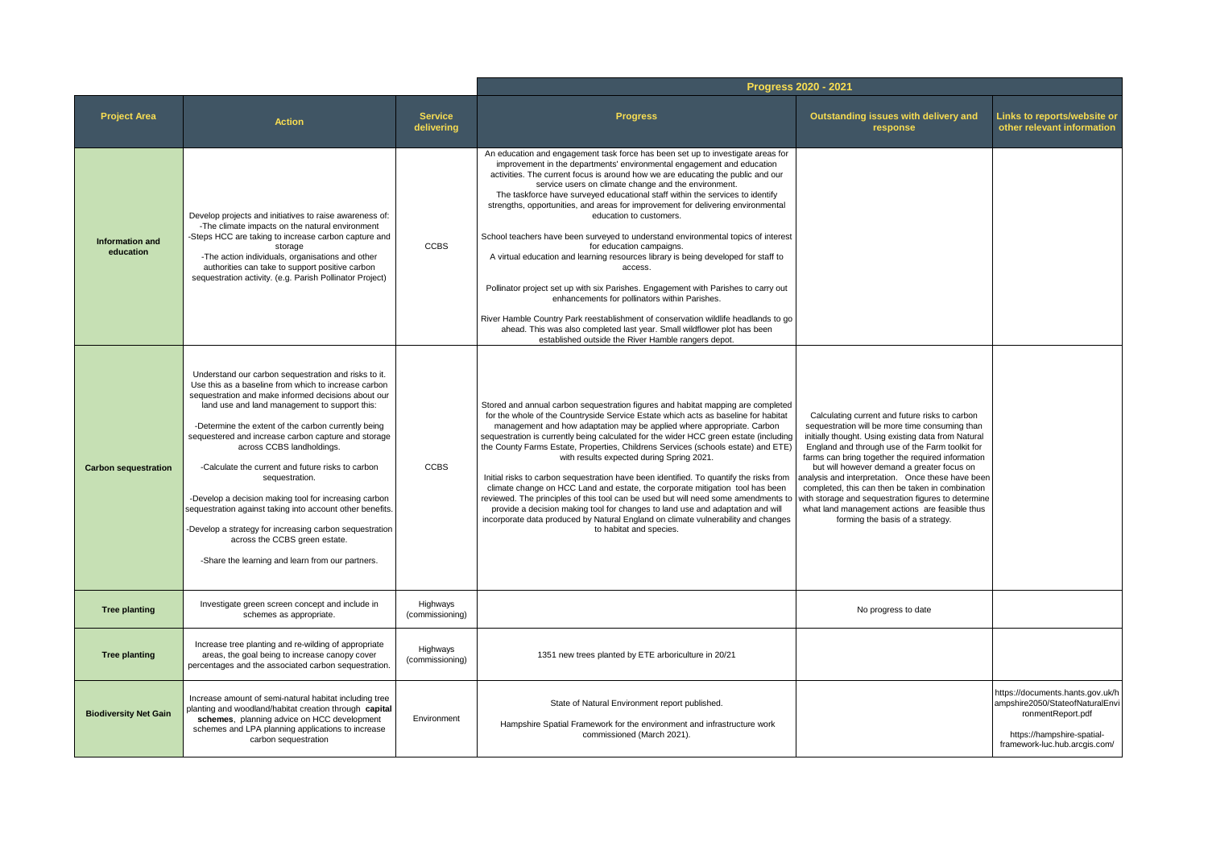| | | | Progress 2020 - 2021 | | |
|---|---|---|---|---|---|
| **Project Area** | **Action** | **Service delivering** | **Progress** | **Outstanding issues with delivery and response** | **Links to reports/website or other relevant information** |
| **Information and education** | Develop projects and initiatives to raise awareness of:<br>-The climate impacts on the natural environment<br>-Steps HCC are taking to increase carbon capture and storage<br>-The action individuals, organisations and other authorities can take to support positive carbon sequestration activity. (e.g. Parish Pollinator Project) | CCBS | An education and engagement task force has been set up to investigate areas for improvement in the departments' environmental engagement and education activities. The current focus is around how we are educating the public and our service users on climate change and the environment.<br>The taskforce have surveyed educational staff within the services to identify strengths, opportunities, and areas for improvement for delivering environmental education to customers.<br><br>School teachers have been surveyed to understand environmental topics of interest for education campaigns.<br>A virtual education and learning resources library is being developed for staff to access.<br><br>Pollinator project set up with six Parishes. Engagement with Parishes to carry out enhancements for pollinators within Parishes.<br><br>River Hamble Country Park reestablishment of conservation wildlife headlands to go ahead. This was also completed last year. Small wildflower plot has been established outside the River Hamble rangers depot. | | |
| **Carbon sequestration** | Understand our carbon sequestration and risks to it. Use this as a baseline from which to increase carbon sequestration and make informed decisions about our land use and land management to support this:<br><br>-Determine the extent of the carbon currently being sequestered and increase carbon capture and storage across CCBS landholdings.<br><br>-Calculate the current and future risks to carbon sequestration.<br><br>-Develop a decision making tool for increasing carbon sequestration against taking into account other benefits.<br><br>-Develop a strategy for increasing carbon sequestration across the CCBS green estate.<br><br>-Share the learning and learn from our partners. | CCBS | Stored and annual carbon sequestration figures and habitat mapping are completed for the whole of the Countryside Service Estate which acts as baseline for habitat management and how adaptation may be applied where appropriate. Carbon sequestration is currently being calculated for the wider HCC green estate (including the County Farms Estate, Properties, Childrens Services (schools estate) and ETE) with results expected during Spring 2021.<br><br>Initial risks to carbon sequestration have been identified. To quantify the risks from climate change on HCC Land and estate, the corporate mitigation tool has been reviewed. The principles of this tool can be used but will need some amendments to provide a decision making tool for changes to land use and adaptation and will incorporate data produced by Natural England on climate vulnerability and changes to habitat and species. | Calculating current and future risks to carbon sequestration will be more time consuming than initially thought. Using existing data from Natural England and through use of the Farm toolkit for farms can bring together the required information but will however demand a greater focus on analysis and interpretation. Once these have been completed, this can then be taken in combination with storage and sequestration figures to determine what land management actions are feasible thus forming the basis of a strategy. | |
| **Tree planting** | Investigate green screen concept and include in schemes as appropriate. | Highways (commissioning) | | No progress to date | |
| **Tree planting** | Increase tree planting and re-wilding of appropriate areas, the goal being to increase canopy cover percentages and the associated carbon sequestration. | Highways (commissioning) | 1351 new trees planted by ETE arboriculture in 20/21 | | |
| **Biodiversity Net Gain** | Increase amount of semi-natural habitat including tree planting and woodland/habitat creation through **capital schemes**, planning advice on HCC development schemes and LPA planning applications to increase carbon sequestration | Environment | State of Natural Environment report published.<br><br>Hampshire Spatial Framework for the environment and infrastructure work commissioned (March 2021). | | https://documents.hants.gov.uk/hampshire2050/StateofNaturalEnvironmentReport.pdf<br><br>https://hampshire-spatial-framework-luc.hub.arcgis.com/ |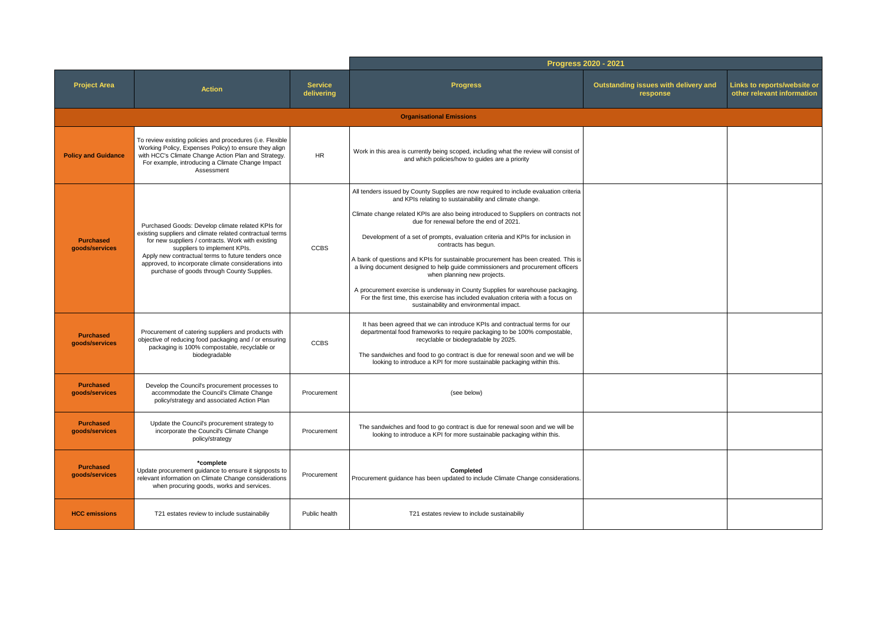| Project Area | Action | Service delivering | Progress 2020 - 2021 | | |
|---|---|---|---|---|---|
| | | | **Progress** | **Outstanding issues with delivery and response** | **Links to reports/website or other relevant information** |
| **Organisational Emissions** | | | | | |
| **Policy and Guidance** | To review existing policies and procedures (i.e. Flexible Working Policy, Expenses Policy) to ensure they align with HCC's Climate Change Action Plan and Strategy. For example, introducing a Climate Change Impact Assessment | HR | Work in this area is currently being scoped, including what the review will consist of and which policies/how to guides are a priority | | |
| **Purchased goods/services** | Purchased Goods: Develop climate related KPIs for existing suppliers and climate related contractual terms for new suppliers / contracts. Work with existing suppliers to implement KPIs. Apply new contractual terms to future tenders once approved, to incorporate climate considerations into purchase of goods through County Supplies. | CCBS | All tenders issued by County Supplies are now required to include evaluation criteria and KPIs relating to sustainability and climate change. Climate change related KPIs are also being introduced to Suppliers on contracts not due for renewal before the end of 2021. Development of a set of prompts, evaluation criteria and KPIs for inclusion in contracts has begun. A bank of questions and KPIs for sustainable procurement has been created. This is a living document designed to help guide commissioners and procurement officers when planning new projects. A procurement exercise is underway in County Supplies for warehouse packaging. For the first time, this exercise has included evaluation criteria with a focus on sustainability and environmental impact. | | |
| **Purchased goods/services** | Procurement of catering suppliers and products with objective of reducing food packaging and / or ensuring packaging is 100% compostable, recyclable or biodegradable | CCBS | It has been agreed that we can introduce KPIs and contractual terms for our departmental food frameworks to require packaging to be 100% compostable, recyclable or biodegradable by 2025. The sandwiches and food to go contract is due for renewal soon and we will be looking to introduce a KPI for more sustainable packaging within this. | | |
| **Purchased goods/services** | Develop the Council's procurement processes to accommodate the Council's Climate Change policy/strategy and associated Action Plan | Procurement | (see below) | | |
| **Purchased goods/services** | Update the Council's procurement strategy to incorporate the Council's Climate Change policy/strategy | Procurement | The sandwiches and food to go contract is due for renewal soon and we will be looking to introduce a KPI for more sustainable packaging within this. | | |
| **Purchased goods/services** | **\*complete** Update procurement guidance to ensure it signposts to relevant information on Climate Change considerations when procuring goods, works and services. | Procurement | **Completed** Procurement guidance has been updated to include Climate Change considerations. | | |
| **HCC emissions** | T21 estates review to include sustainabiliy | Public health | T21 estates review to include sustainabiliy | | |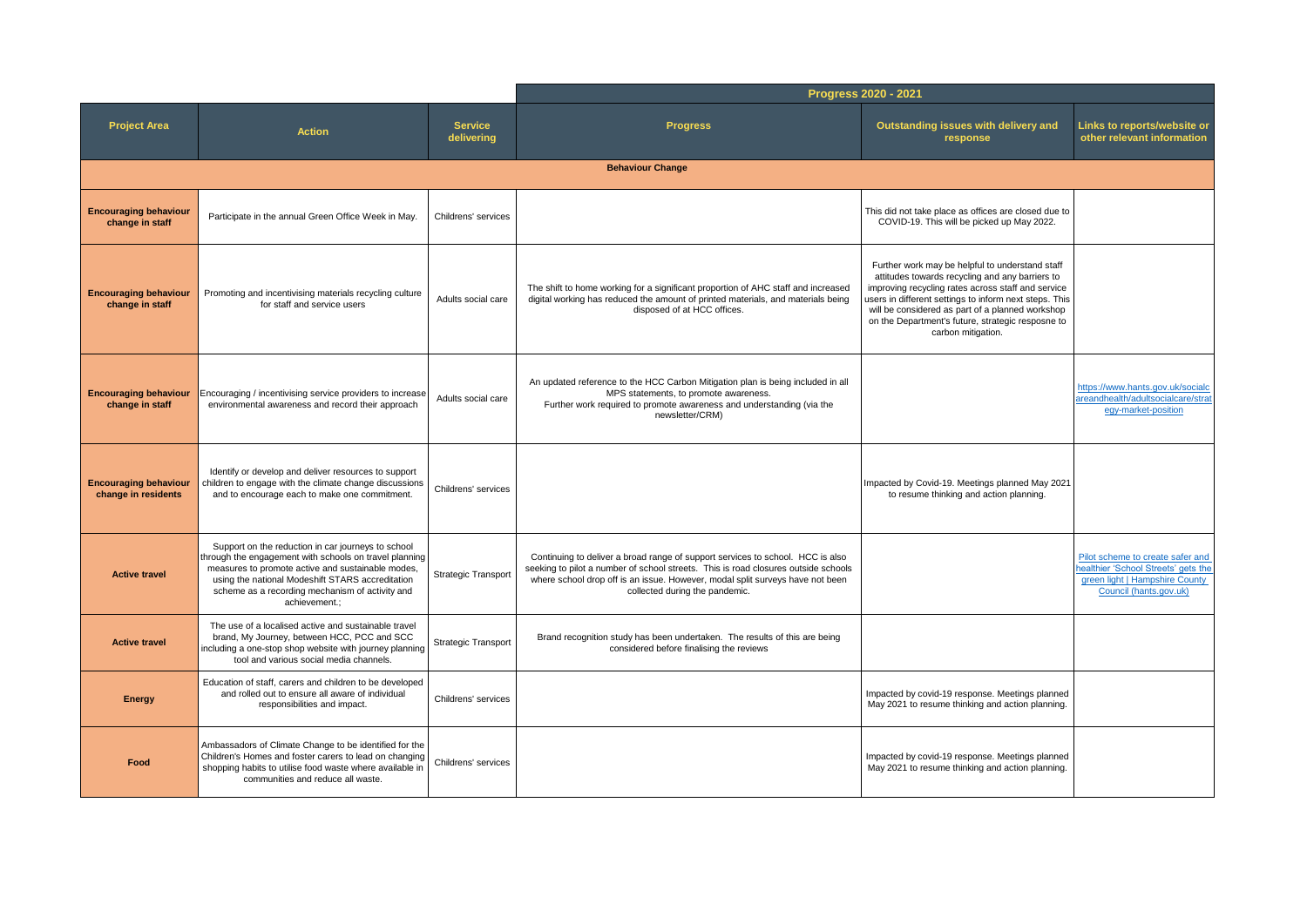| | | | Progress 2020 - 2021 | | |
|---|---|---|---|---|---|
| **Project Area** | **Action** | **Service delivering** | **Progress** | **Outstanding issues with delivery and response** | **Links to reports/website or other relevant information** |
| **Behaviour Change** | | | | | |
| **Encouraging behaviour change in staff** | Participate in the annual Green Office Week in May. | Childrens' services | | This did not take place as offices are closed due to COVID-19. This will be picked up May 2022. | |
| **Encouraging behaviour change in staff** | Promoting and incentivising materials recycling culture for staff and service users | Adults social care | The shift to home working for a significant proportion of AHC staff and increased digital working has reduced the amount of printed materials, and materials being disposed of at HCC offices. | Further work may be helpful to understand staff attitudes towards recycling and any barriers to improving recycling rates across staff and service users in different settings to inform next steps. This will be considered as part of a planned workshop on the Department's future, strategic resposne to carbon mitigation. | |
| **Encouraging behaviour change in staff** | Encouraging / incentivising service providers to increase environmental awareness and record their approach | Adults social care | An updated reference to the HCC Carbon Mitigation plan is being included in all MPS statements, to promote awareness.<br>Further work required to promote awareness and understanding (via the newsletter/CRM) | | https://www.hants.gov.uk/socialcareandhealth/adultsocialcare/strategy-market-position |
| **Encouraging behaviour change in residents** | Identify or develop and deliver resources to support children to engage with the climate change discussions and to encourage each to make one commitment. | Childrens' services | | Impacted by Covid-19. Meetings planned May 2021 to resume thinking and action planning. | |
| **Active travel** | Support on the reduction in car journeys to school through the engagement with schools on travel planning measures to promote active and sustainable modes, using the national Modeshift STARS accreditation scheme as a recording mechanism of activity and achievement.; | Strategic Transport | Continuing to deliver a broad range of support services to school. HCC is also seeking to pilot a number of school streets. This is road closures outside schools where school drop off is an issue. However, modal split surveys have not been collected during the pandemic. | | Pilot scheme to create safer and healthier 'School Streets' gets the green light \| Hampshire County Council (hants.gov.uk) |
| **Active travel** | The use of a localised active and sustainable travel brand, My Journey, between HCC, PCC and SCC including a one-stop shop website with journey planning tool and various social media channels. | Strategic Transport | Brand recognition study has been undertaken. The results of this are being considered before finalising the reviews | | |
| **Energy** | Education of staff, carers and children to be developed and rolled out to ensure all aware of individual responsibilities and impact. | Childrens' services | | Impacted by covid-19 response. Meetings planned May 2021 to resume thinking and action planning. | |
| **Food** | Ambassadors of Climate Change to be identified for the Children's Homes and foster carers to lead on changing shopping habits to utilise food waste where available in communities and reduce all waste. | Childrens' services | | Impacted by covid-19 response. Meetings planned May 2021 to resume thinking and action planning. | |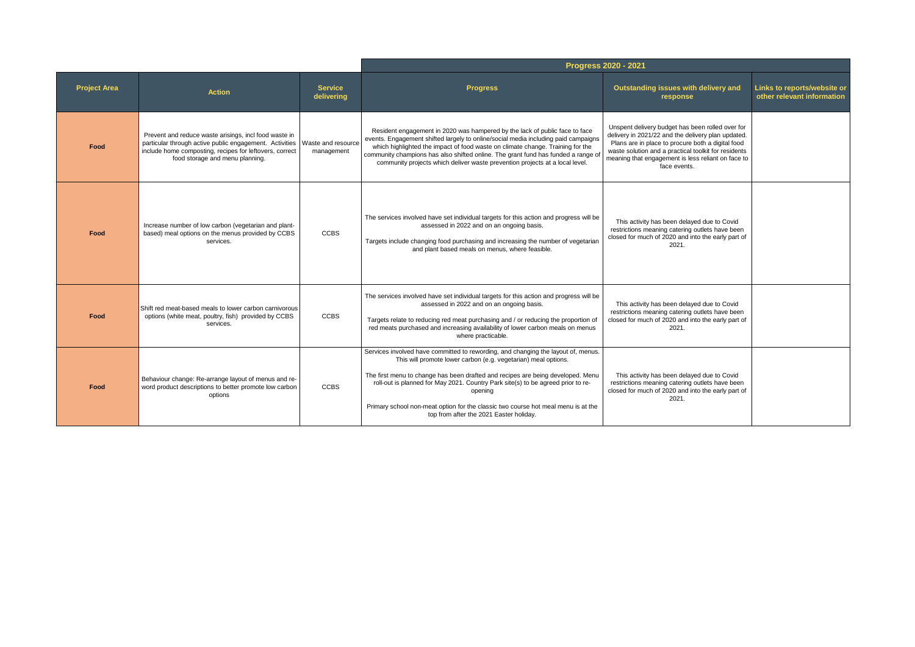| | | | Progress 2020 - 2021 | | |
|---|---|---|---|---|---|
| **Project Area** | **Action** | **Service delivering** | **Progress** | **Outstanding issues with delivery and response** | **Links to reports/website or other relevant information** |
| Food | Prevent and reduce waste arisings, incl food waste in particular through active public engagement. Activities include home composting, recipes for leftovers, correct food storage and menu planning. | Waste and resource management | Resident engagement in 2020 was hampered by the lack of public face to face events. Engagement shifted largely to online/social media including paid campaigns which highlighted the impact of food waste on climate change. Training for the community champions has also shifted online. The grant fund has funded a range of community projects which deliver waste prevention projects at a local level. | Unspent delivery budget has been rolled over for delivery in 2021/22 and the delivery plan updated. Plans are in place to procure both a digital food waste solution and a practical toolkit for residents meaning that engagement is less reliant on face to face events. | |
| Food | Increase number of low carbon (vegetarian and plant-based) meal options on the menus provided by CCBS services. | CCBS | The services involved have set individual targets for this action and progress will be assessed in 2022 and on an ongoing basis.<br><br>Targets include changing food purchasing and increasing the number of vegetarian and plant based meals on menus, where feasible. | This activity has been delayed due to Covid restrictions meaning catering outlets have been closed for much of 2020 and into the early part of 2021. | |
| Food | Shift red meat-based meals to lower carbon carnivorous options (white meat, poultry, fish) provided by CCBS services. | CCBS | The services involved have set individual targets for this action and progress will be assessed in 2022 and on an ongoing basis.<br><br>Targets relate to reducing red meat purchasing and / or reducing the proportion of red meats purchased and increasing availability of lower carbon meals on menus where practicable. | This activity has been delayed due to Covid restrictions meaning catering outlets have been closed for much of 2020 and into the early part of 2021. | |
| Food | Behaviour change: Re-arrange layout of menus and re-word product descriptions to better promote low carbon options | CCBS | Services involved have committed to rewording, and changing the layout of, menus. This will promote lower carbon (e.g. vegetarian) meal options.<br><br>The first menu to change has been drafted and recipes are being developed. Menu roll-out is planned for May 2021. Country Park site(s) to be agreed prior to re-opening<br><br>Primary school non-meat option for the classic two course hot meal menu is at the top from after the 2021 Easter holiday. | This activity has been delayed due to Covid restrictions meaning catering outlets have been closed for much of 2020 and into the early part of 2021. | |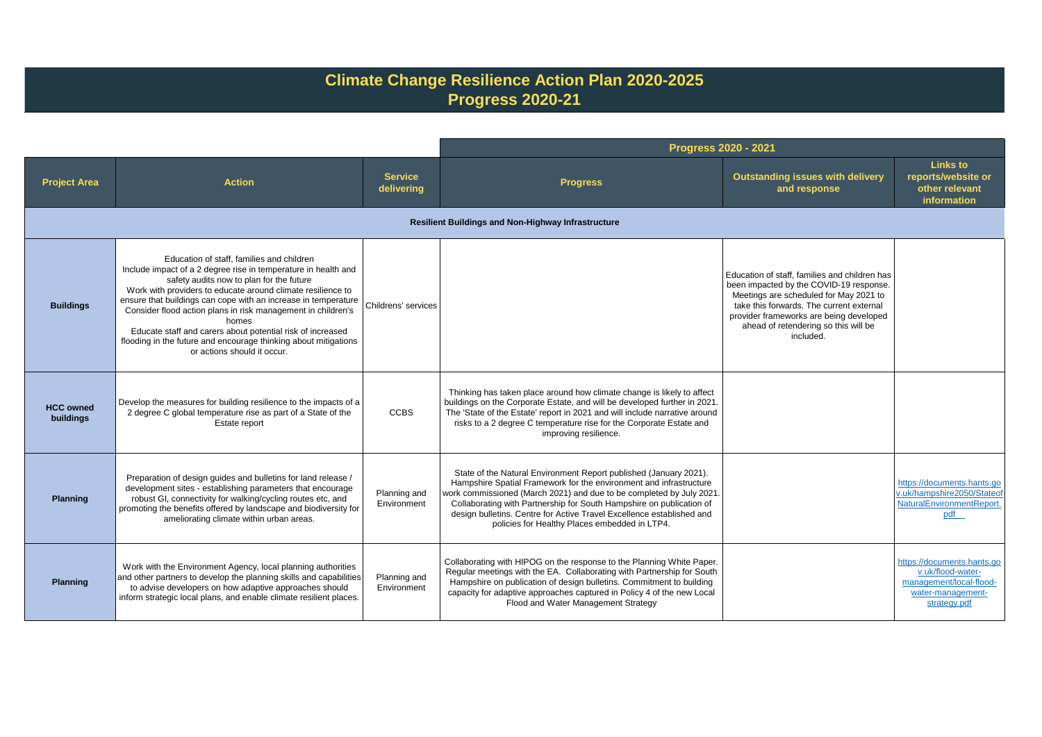# Climate Change Resilience Action Plan 2020-2025
## Progress 2020-21

| Project Area | Action | Service delivering | Progress 2020 - 2021 | | |
|---|---|---|---|---|---|
| | | | **Progress** | **Outstanding issues with delivery and response** | **Links to reports/website or other relevant information** |
| **Resilient Buildings and Non-Highway Infrastructure** | | | | | |
| **Buildings** | Education of staff, families and children<br>Include impact of a 2 degree rise in temperature in health and safety audits now to plan for the future<br>Work with providers to educate around climate resilience to ensure that buildings can cope with an increase in temperature<br>Consider flood action plans in risk management in children's homes<br>Educate staff and carers about potential risk of increased flooding in the future and encourage thinking about mitigations or actions should it occur. | Childrens' services | | Education of staff, families and children has been impacted by the COVID-19 response. Meetings are scheduled for May 2021 to take this forwards. The current external provider frameworks are being developed ahead of retendering so this will be included. | |
| **HCC owned buildings** | Develop the measures for building resilience to the impacts of a 2 degree C global temperature rise as part of a State of the Estate report | CCBS | Thinking has taken place around how climate change is likely to affect buildings on the Corporate Estate, and will be developed further in 2021. The 'State of the Estate' report in 2021 and will include narrative around risks to a 2 degree C temperature rise for the Corporate Estate and improving resilience. | | |
| **Planning** | Preparation of design guides and bulletins for land release / development sites - establishing parameters that encourage robust GI, connectivity for walking/cycling routes etc, and promoting the benefits offered by landscape and biodiversity for ameliorating climate within urban areas. | Planning and Environment | State of the Natural Environment Report published (January 2021). Hampshire Spatial Framework for the environment and infrastructure work commissioned (March 2021) and due to be completed by July 2021. Collaborating with Partnership for South Hampshire on publication of design bulletins. Centre for Active Travel Excellence established and policies for Healthy Places embedded in LTP4. | | https://documents.hants.gov.uk/hampshire2050/StateofNaturalEnvironmentReport.pdf |
| **Planning** | Work with the Environment Agency, local planning authorities and other partners to develop the planning skills and capabilities to advise developers on how adaptive approaches should inform strategic local plans, and enable climate resilient places. | Planning and Environment | Collaborating with HIPOG on the response to the Planning White Paper. Regular meetings with the EA. Collaborating with Partnership for South Hampshire on publication of design bulletins. Commitment to building capacity for adaptive approaches captured in Policy 4 of the new Local Flood and Water Management Strategy | | https://documents.hants.gov.uk/flood-water-management/local-flood-water-management-strategy.pdf |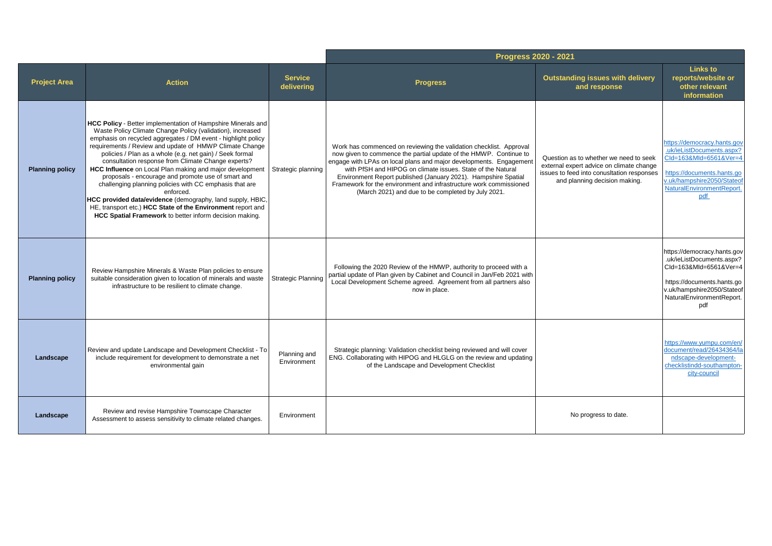| Project Area | Action | Service delivering | Progress 2020 - 2021 | | |
|---|---|---|---|---|---|
| | | | **Progress** | **Outstanding issues with delivery and response** | **Links to reports/website or other relevant information** |
| **Planning policy** | **HCC Policy** - Better implementation of Hampshire Minerals and Waste Policy Climate Change Policy (validation), increased emphasis on recycled aggregates / DM event - highlight policy requirements / Review and update of HMWP Climate Change policies / Plan as a whole (e.g. net gain) / Seek formal consultation response from Climate Change experts? **HCC Influence** on Local Plan making and major development proposals - encourage and promote use of smart and challenging planning policies with CC emphasis that are enforced. **HCC provided data/evidence** (demography, land supply, HBIC, HE, transport etc.) **HCC State of the Environment** report and **HCC Spatial Framework** to better inform decision making. | Strategic planning | Work has commenced on reviewing the validation checklist. Approval now given to commence the partial update of the HMWP. Continue to engage with LPAs on local plans and major developments. Engagement with PfSH and HIPOG on climate issues. State of the Natural Environment Report published (January 2021). Hampshire Spatial Framework for the environment and infrastructure work commissioned (March 2021) and due to be completed by July 2021. | Question as to whether we need to seek external expert advice on climate change issues to feed into conusltation responses and planning decision making. | https://democracy.hants.gov.uk/ieListDocuments.aspx?CId=163&MId=6561&Ver=4 https://documents.hants.gov.uk/hampshire2050/StateofNaturalEnvironmentReport.pdf |
| **Planning policy** | Review Hampshire Minerals & Waste Plan policies to ensure suitable consideration given to location of minerals and waste infrastructure to be resilient to climate change. | Strategic Planning | Following the 2020 Review of the HMWP, authority to proceed with a partial update of Plan given by Cabinet and Council in Jan/Feb 2021 with Local Development Scheme agreed. Agreement from all partners also now in place. | | https://democracy.hants.gov.uk/ieListDocuments.aspx?CId=163&MId=6561&Ver=4 https://documents.hants.gov.uk/hampshire2050/StateofNaturalEnvironmentReport.pdf |
| **Landscape** | Review and update Landscape and Development Checklist - To include requirement for development to demonstrate a net environmental gain | Planning and Environment | Strategic planning: Validation checklist being reviewed and will cover ENG. Collaborating with HIPOG and HLGLG on the review and updating of the Landscape and Development Checklist | | https://www.yumpu.com/en/document/read/26434364/landscape-development-checklistindd-southampton-city-council |
| **Landscape** | Review and revise Hampshire Townscape Character Assessment to assess sensitivity to climate related changes. | Environment | | No progress to date. | |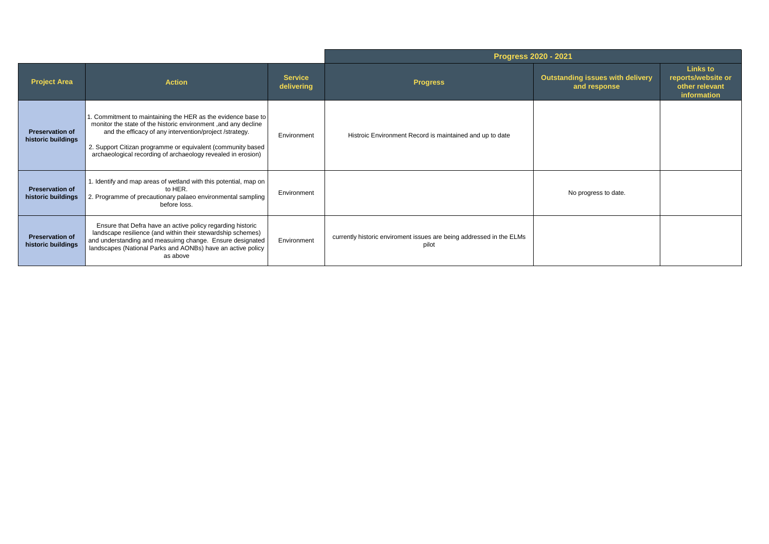| | | | Progress 2020 - 2021 | | |
|---|---|---|---|---|---|
| **Project Area** | **Action** | **Service delivering** | **Progress** | **Outstanding issues with delivery and response** | **Links to reports/website or other relevant information** |
| **Preservation of historic buildings** | 1. Commitment to maintaining the HER as the evidence base to monitor the state of the historic environment ,and any decline and the efficacy of any intervention/project /strategy.<br><br>2. Support Citizan programme or equivalent (community based archaeological recording of archaeology revealed in erosion) | Environment | Histroic Environment Record is maintained and up to date | | |
| **Preservation of historic buildings** | 1. Identify and map areas of wetland with this potential, map on to HER.<br>2. Programme of precautionary palaeo environmental sampling before loss. | Environment | | No progress to date. | |
| **Preservation of historic buildings** | Ensure that Defra have an active policy regarding historic landscape resilience (and within their stewardship schemes) and understanding and measuirng change. Ensure designated landscapes (National Parks and AONBs) have an active policy as above | Environment | currently historic enviroment issues are being addressed in the ELMs pilot | | |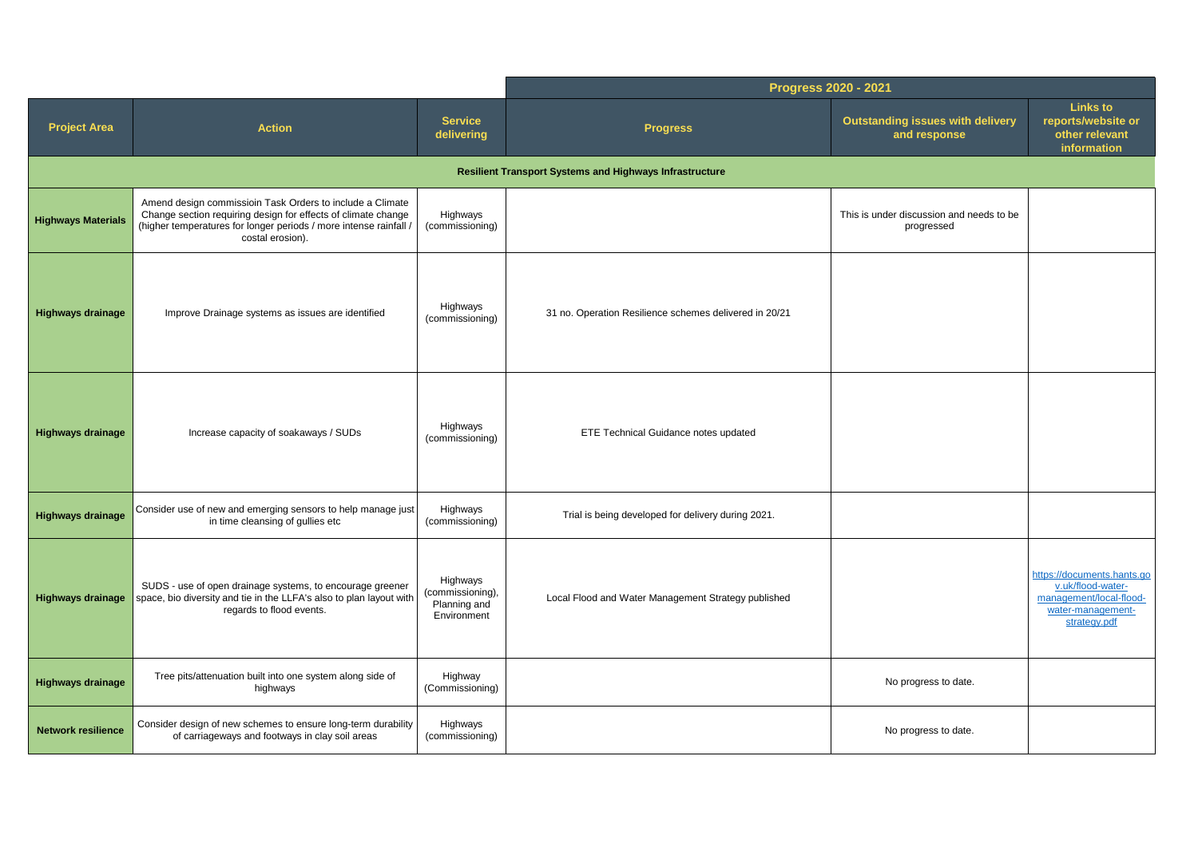| Project Area | Action | Service delivering | Progress 2020 - 2021 | | |
|---|---|---|---|---|---|
| | | | **Progress** | **Outstanding issues with delivery and response** | **Links to reports/website or other relevant information** |
| **Resilient Transport Systems and Highways Infrastructure** | | | | | |
| **Highways Materials** | Amend design commissioin Task Orders to include a Climate Change section requiring design for effects of climate change (higher temperatures for longer periods / more intense rainfall / costal erosion). | Highways (commissioning) | | This is under discussion and needs to be progressed | |
| **Highways drainage** | Improve Drainage systems as issues are identified | Highways (commissioning) | 31 no. Operation Resilience schemes delivered in 20/21 | | |
| **Highways drainage** | Increase capacity of soakaways / SUDs | Highways (commissioning) | ETE Technical Guidance notes updated | | |
| **Highways drainage** | Consider use of new and emerging sensors to help manage just in time cleansing of gullies etc | Highways (commissioning) | Trial is being developed for delivery during 2021. | | |
| **Highways drainage** | SUDS - use of open drainage systems, to encourage greener space, bio diversity and tie in the LLFA's also to plan layout with regards to flood events. | Highways (commissioning), Planning and Environment | Local Flood and Water Management Strategy published | | https://documents.hants.gov.uk/flood-water-management/local-flood-water-management-strategy.pdf |
| **Highways drainage** | Tree pits/attenuation built into one system along side of highways | Highway (Commissioning) | | No progress to date. | |
| **Network resilience** | Consider design of new schemes to ensure long-term durability of carriageways and footways in clay soil areas | Highways (commissioning) | | No progress to date. | |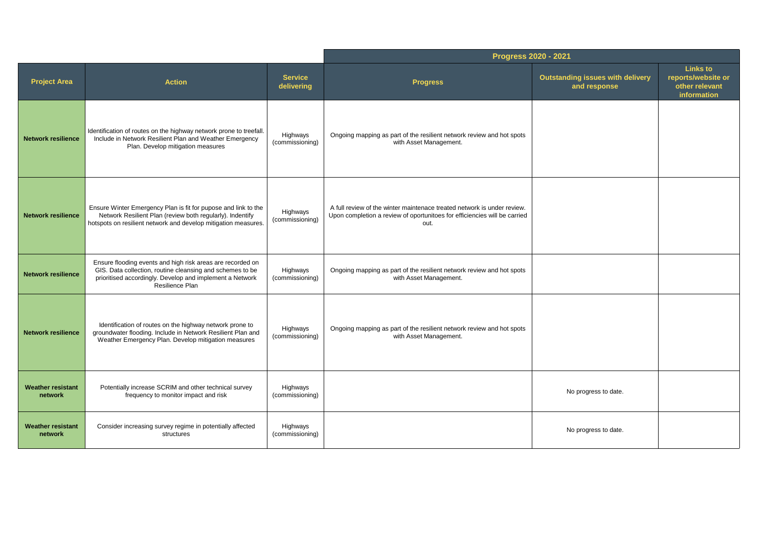| | | | Progress 2020 - 2021 | | |
|---|---|---|---|---|---|
| **Project Area** | **Action** | **Service delivering** | **Progress** | **Outstanding issues with delivery and response** | **Links to reports/website or other relevant information** |
| **Network resilience** | Identification of routes on the highway network prone to treefall. Include in Network Resilient Plan and Weather Emergency Plan. Develop mitigation measures | Highways (commissioning) | Ongoing mapping as part of the resilient network review and hot spots with Asset Management. | | |
| **Network resilience** | Ensure Winter Emergency Plan is fit for pupose and link to the Network Resilient Plan (review both regularly). Indentify hotspots on resilient network and develop mitigation measures. | Highways (commissioning) | A full review of the winter maintenace treated network is under review. Upon completion a review of oportunitoes for efficiencies will be carried out. | | |
| **Network resilience** | Ensure flooding events and high risk areas are recorded on GIS. Data collection, routine cleansing and schemes to be prioritised accordingly. Develop and implement a Network Resilience Plan | Highways (commissioning) | Ongoing mapping as part of the resilient network review and hot spots with Asset Management. | | |
| **Network resilience** | Identification of routes on the highway network prone to groundwater flooding. Include in Network Resilient Plan and Weather Emergency Plan. Develop mitigation measures | Highways (commissioning) | Ongoing mapping as part of the resilient network review and hot spots with Asset Management. | | |
| **Weather resistant network** | Potentially increase SCRIM and other technical survey frequency to monitor impact and risk | Highways (commissioning) | | No progress to date. | |
| **Weather resistant network** | Consider increasing survey regime in potentially affected structures | Highways (commissioning) | | No progress to date. | |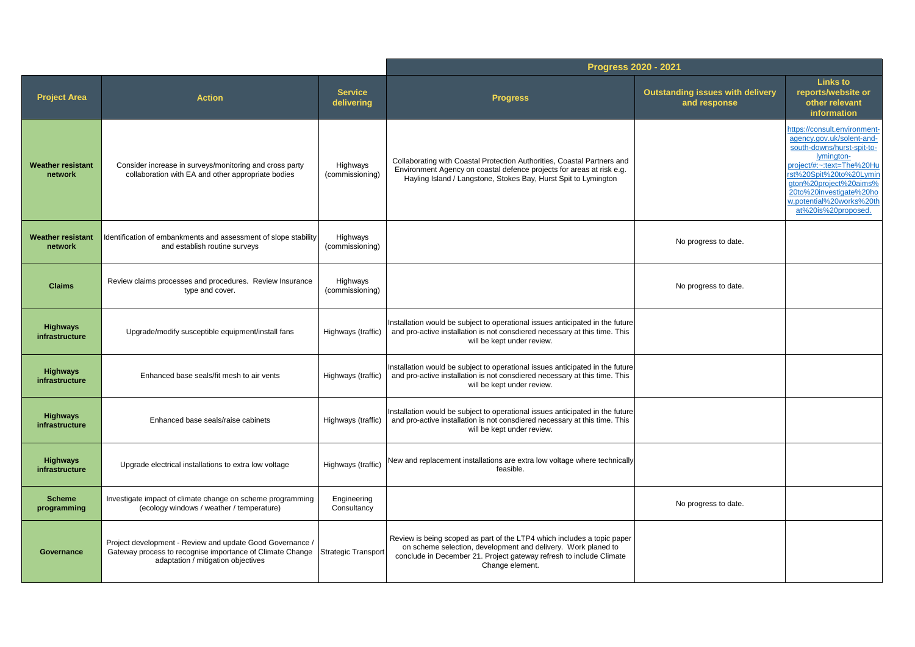| | | | Progress 2020 - 2021 | | |
|---|---|---|---|---|---|
| **Project Area** | **Action** | **Service delivering** | **Progress** | **Outstanding issues with delivery and response** | **Links to reports/website or other relevant information** |
| **Weather resistant network** | Consider increase in surveys/monitoring and cross party collaboration with EA and other appropriate bodies | Highways (commissioning) | Collaborating with Coastal Protection Authorities, Coastal Partners and Environment Agency on coastal defence projects for areas at risk e.g. Hayling Island / Langstone, Stokes Bay, Hurst Spit to Lymington | | https://consult.environment-agency.gov.uk/solent-and-south-downs/hurst-spit-to-lymington-project/#:~:text=The%20Hurst%20Spit%20to%20Lymington%20project%20aims%20to%20investigate%20how,potential%20works%20that%20is%20proposed. |
| **Weather resistant network** | Identification of embankments and assessment of slope stability and establish routine surveys | Highways (commissioning) | | No progress to date. | |
| **Claims** | Review claims processes and procedures. Review Insurance type and cover. | Highways (commissioning) | | No progress to date. | |
| **Highways infrastructure** | Upgrade/modify susceptible equipment/install fans | Highways (traffic) | Installation would be subject to operational issues anticipated in the future and pro-active installation is not consdiered necessary at this time. This will be kept under review. | | |
| **Highways infrastructure** | Enhanced base seals/fit mesh to air vents | Highways (traffic) | Installation would be subject to operational issues anticipated in the future and pro-active installation is not consdiered necessary at this time. This will be kept under review. | | |
| **Highways infrastructure** | Enhanced base seals/raise cabinets | Highways (traffic) | Installation would be subject to operational issues anticipated in the future and pro-active installation is not consdiered necessary at this time. This will be kept under review. | | |
| **Highways infrastructure** | Upgrade electrical installations to extra low voltage | Highways (traffic) | New and replacement installations are extra low voltage where technically feasible. | | |
| **Scheme programming** | Investigate impact of climate change on scheme programming (ecology windows / weather / temperature) | Engineering Consultancy | | No progress to date. | |
| **Governance** | Project development - Review and update Good Governance / Gateway process to recognise importance of Climate Change adaptation / mitigation objectives | Strategic Transport | Review is being scoped as part of the LTP4 which includes a topic paper on scheme selection, development and delivery. Work planed to conclude in December 21. Project gateway refresh to include Climate Change element. | | |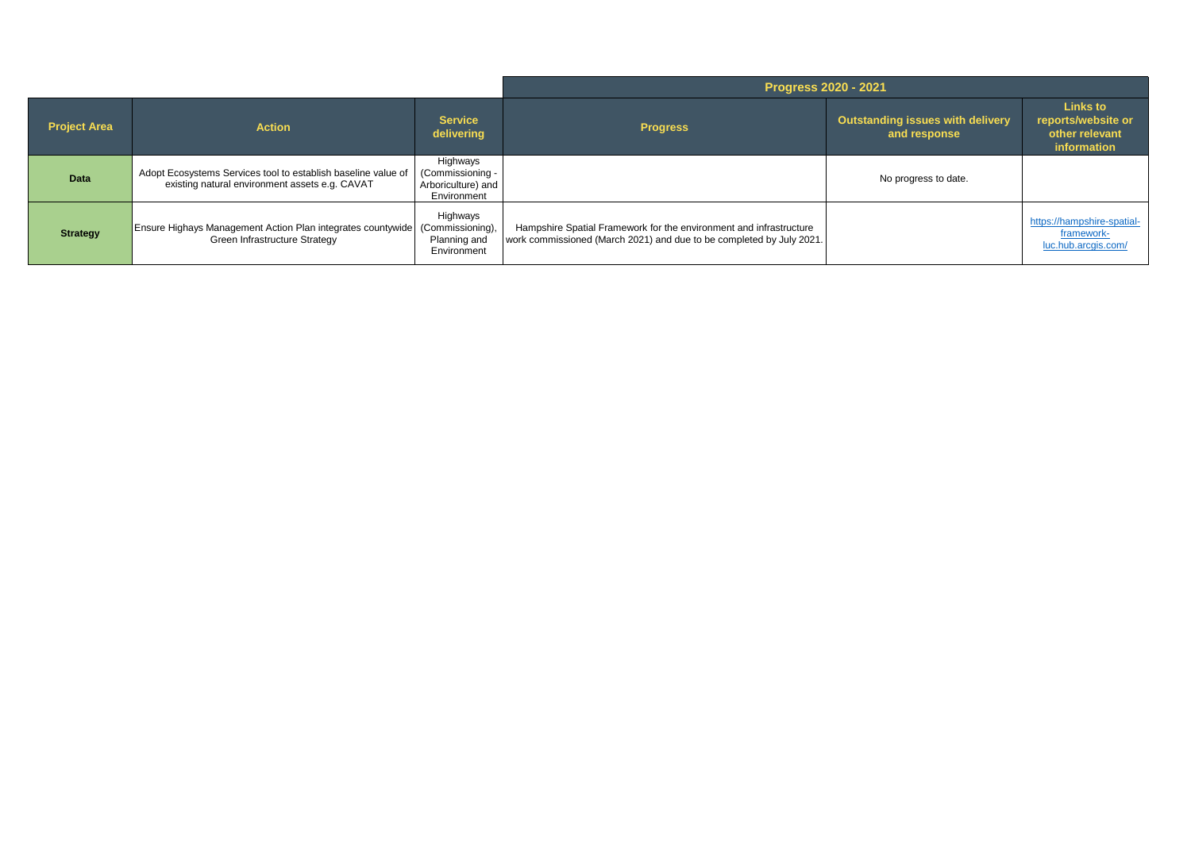| | | | Progress 2020 - 2021 | | |
|---|---|---|---|---|---|
| **Project Area** | **Action** | **Service delivering** | **Progress** | **Outstanding issues with delivery and response** | **Links to reports/website or other relevant information** |
| **Data** | Adopt Ecosystems Services tool to establish baseline value of existing natural environment assets e.g. CAVAT | Highways (Commissioning - Arboriculture) and Environment | | No progress to date. | |
| **Strategy** | Ensure Highays Management Action Plan integrates countywide Green Infrastructure Strategy | Highways (Commissioning), Planning and Environment | Hampshire Spatial Framework for the environment and infrastructure work commissioned (March 2021) and due to be completed by July 2021. | | https://hampshire-spatial-framework-luc.hub.arcgis.com/ |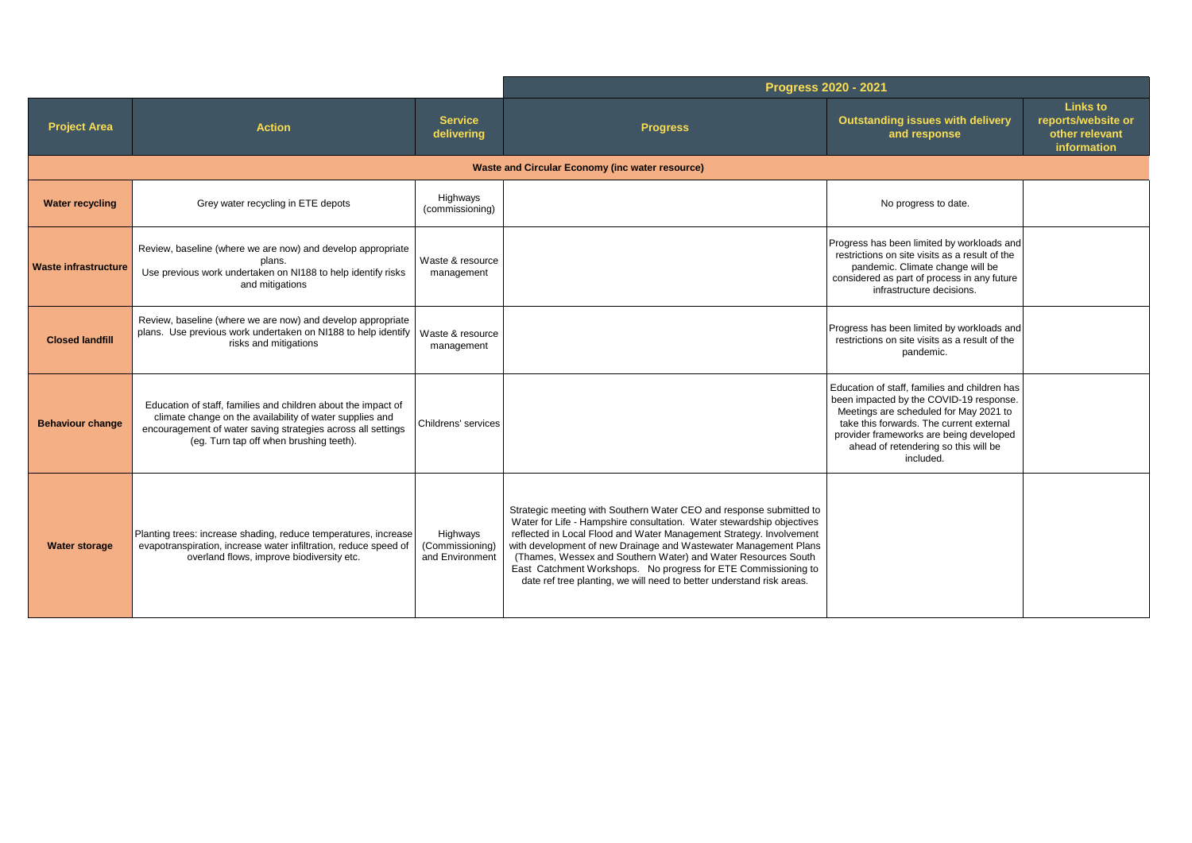| Project Area | Action | Service delivering | Progress 2020 - 2021 | | |
|---|---|---|---|---|---|
| | | | **Progress** | **Outstanding issues with delivery and response** | **Links to reports/website or other relevant information** |
| **Waste and Circular Economy (inc water resource)** | | | | | |
| **Water recycling** | Grey water recycling in ETE depots | Highways (commissioning) | | No progress to date. | |
| **Waste infrastructure** | Review, baseline (where we are now) and develop appropriate plans. Use previous work undertaken on NI188 to help identify risks and mitigations | Waste & resource management | | Progress has been limited by workloads and restrictions on site visits as a result of the pandemic. Climate change will be considered as part of process in any future infrastructure decisions. | |
| **Closed landfill** | Review, baseline (where we are now) and develop appropriate plans. Use previous work undertaken on NI188 to help identify risks and mitigations | Waste & resource management | | Progress has been limited by workloads and restrictions on site visits as a result of the pandemic. | |
| **Behaviour change** | Education of staff, families and children about the impact of climate change on the availability of water supplies and encouragement of water saving strategies across all settings (eg. Turn tap off when brushing teeth). | Childrens' services | | Education of staff, families and children has been impacted by the COVID-19 response. Meetings are scheduled for May 2021 to take this forwards. The current external provider frameworks are being developed ahead of retendering so this will be included. | |
| **Water storage** | Planting trees: increase shading, reduce temperatures, increase evapotranspiration, increase water infiltration, reduce speed of overland flows, improve biodiversity etc. | Highways (Commissioning) and Environment | Strategic meeting with Southern Water CEO and response submitted to Water for Life - Hampshire consultation. Water stewardship objectives reflected in Local Flood and Water Management Strategy. Involvement with development of new Drainage and Wastewater Management Plans (Thames, Wessex and Southern Water) and Water Resources South East Catchment Workshops. No progress for ETE Commissioning to date ref tree planting, we will need to better understand risk areas. | | |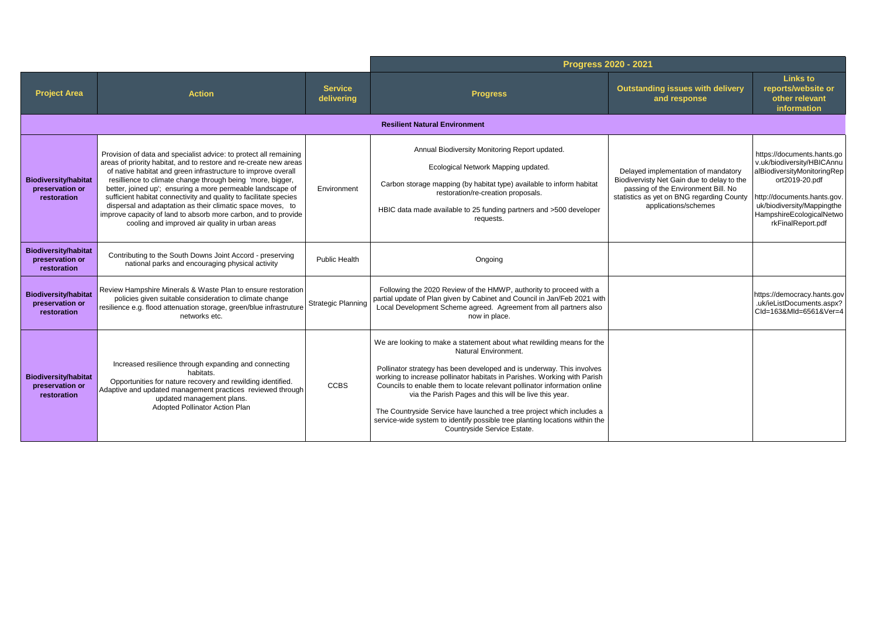| | | | Progress 2020 - 2021 | | |
|---|---|---|---|---|---|
| **Project Area** | **Action** | **Service delivering** | **Progress** | **Outstanding issues with delivery and response** | **Links to reports/website or other relevant information** |
| | | | **Resilient Natural Environment** | | |
| **Biodiversity/habitat preservation or restoration** | Provision of data and specialist advice: to protect all remaining areas of priority habitat, and to restore and re-create new areas of native habitat and green infrastructure to improve overall resillience to climate change through being 'more, bigger, better, joined up'; ensuring a more permeable landscape of sufficient habitat connectivity and quality to facilitate species dispersal and adaptation as their climatic space moves, to improve capacity of land to absorb more carbon, and to provide cooling and improved air quality in urban areas | Environment | Annual Biodiversity Monitoring Report updated.<br><br>Ecological Network Mapping updated.<br><br>Carbon storage mapping (by habitat type) available to inform habitat restoration/re-creation proposals.<br><br>HBIC data made available to 25 funding partners and >500 developer requests. | Delayed implementation of mandatory Biodivervisty Net Gain due to delay to the passing of the Environment Bill. No statistics as yet on BNG regarding County applications/schemes | https://documents.hants.gov.uk/biodiversity/HBICAnnualBiodiversityMonitoringReport2019-20.pdf<br><br>http://documents.hants.gov.uk/biodiversity/MappingtheHampshireEcologicalNetworkFinalReport.pdf |
| **Biodiversity/habitat preservation or restoration** | Contributing to the South Downs Joint Accord - preserving national parks and encouraging physical activity | Public Health | Ongoing | | |
| **Biodiversity/habitat preservation or restoration** | Review Hampshire Minerals & Waste Plan to ensure restoration policies given suitable consideration to climate change resilience e.g. flood attenuation storage, green/blue infrastructure networks etc. | Strategic Planning | Following the 2020 Review of the HMWP, authority to proceed with a partial update of Plan given by Cabinet and Council in Jan/Feb 2021 with Local Development Scheme agreed. Agreement from all partners also now in place. | | https://democracy.hants.gov.uk/ieListDocuments.aspx?CId=163&MId=6561&Ver=4 |
| **Biodiversity/habitat preservation or restoration** | Increased resilience through expanding and connecting habitats.<br>Opportunities for nature recovery and rewilding identified.<br>Adaptive and updated management practices reviewed through updated management plans.<br>Adopted Pollinator Action Plan | CCBS | We are looking to make a statement about what rewilding means for the Natural Environment.<br><br>Pollinator strategy has been developed and is underway. This involves working to increase pollinator habitats in Parishes. Working with Parish Councils to enable them to locate relevant pollinator information online via the Parish Pages and this will be live this year.<br><br>The Countryside Service have launched a tree project which includes a service-wide system to identify possible tree planting locations within the Countryside Service Estate. | | |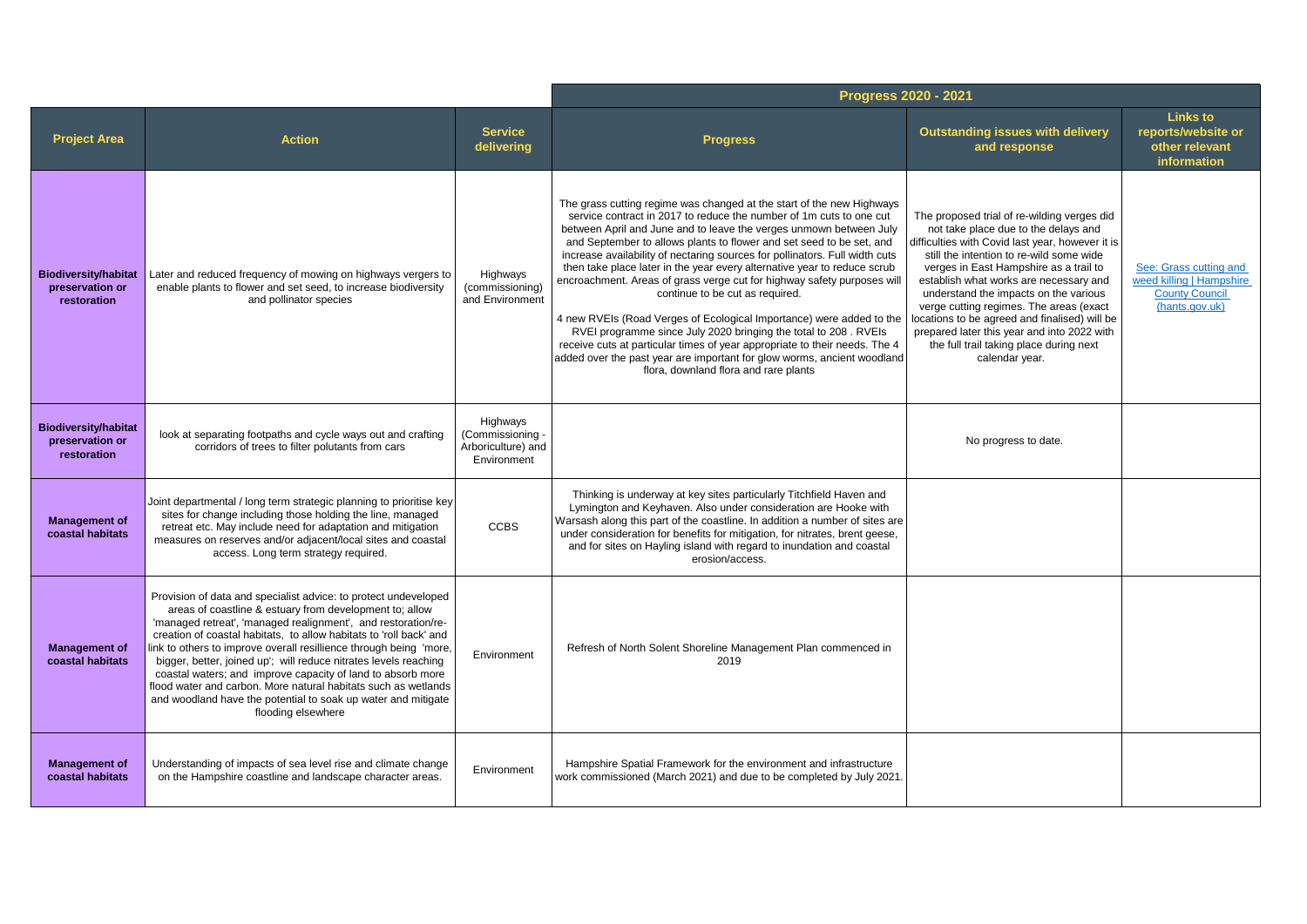| | | | Progress 2020 - 2021 | | |
|---|---|---|---|---|---|
| **Project Area** | **Action** | **Service delivering** | **Progress** | **Outstanding issues with delivery and response** | **Links to reports/website or other relevant information** |
| **Biodiversity/habitat preservation or restoration** | Later and reduced frequency of mowing on highways vergers to enable plants to flower and set seed, to increase biodiversity and pollinator species | Highways (commissioning) and Environment | The grass cutting regime was changed at the start of the new Highways service contract in 2017 to reduce the number of 1m cuts to one cut between April and June and to leave the verges unmown between July and September to allows plants to flower and set seed to be set, and increase availability of nectaring sources for pollinators. Full width cuts then take place later in the year every alternative year to reduce scrub encroachment. Areas of grass verge cut for highway safety purposes will continue to be cut as required.<br><br>4 new RVEIs (Road Verges of Ecological Importance) were added to the RVEI programme since July 2020 bringing the total to 208 . RVEIs receive cuts at particular times of year appropriate to their needs. The 4 added over the past year are important for glow worms, ancient woodland flora, downland flora and rare plants | The proposed trial of re-wilding verges did not take place due to the delays and difficulties with Covid last year, however it is still the intention to re-wild some wide verges in East Hampshire as a trail to establish what works are necessary and understand the impacts on the various verge cutting regimes. The areas (exact locations to be agreed and finalised) will be prepared later this year and into 2022 with the full trail taking place during next calendar year. | See: Grass cutting and weed killing \| Hampshire County Council (hants.gov.uk) |
| **Biodiversity/habitat preservation or restoration** | look at separating footpaths and cycle ways out and crafting corridors of trees to filter polutants from cars | Highways (Commissioning - Arboriculture) and Environment | | No progress to date. | |
| **Management of coastal habitats** | Joint departmental / long term strategic planning to prioritise key sites for change including those holding the line, managed retreat etc. May include need for adaptation and mitigation measures on reserves and/or adjacent/local sites and coastal access. Long term strategy required. | CCBS | Thinking is underway at key sites particularly Titchfield Haven and Lymington and Keyhaven. Also under consideration are Hooke with Warsash along this part of the coastline. In addition a number of sites are under consideration for benefits for mitigation, for nitrates, brent geese, and for sites on Hayling island with regard to inundation and coastal erosion/access. | | |
| **Management of coastal habitats** | Provision of data and specialist advice: to protect undeveloped areas of coastline & estuary from development to; allow 'managed retreat', 'managed realignment', and restoration/re-creation of coastal habitats, to allow habitats to 'roll back' and link to others to improve overall resillience through being 'more, bigger, better, joined up'; will reduce nitrates levels reaching coastal waters; and improve capacity of land to absorb more flood water and carbon. More natural habitats such as wetlands and woodland have the potential to soak up water and mitigate flooding elsewhere | Environment | Refresh of North Solent Shoreline Management Plan commenced in 2019 | | |
| **Management of coastal habitats** | Understanding of impacts of sea level rise and climate change on the Hampshire coastline and landscape character areas. | Environment | Hampshire Spatial Framework for the environment and infrastructure work commissioned (March 2021) and due to be completed by July 2021. | | |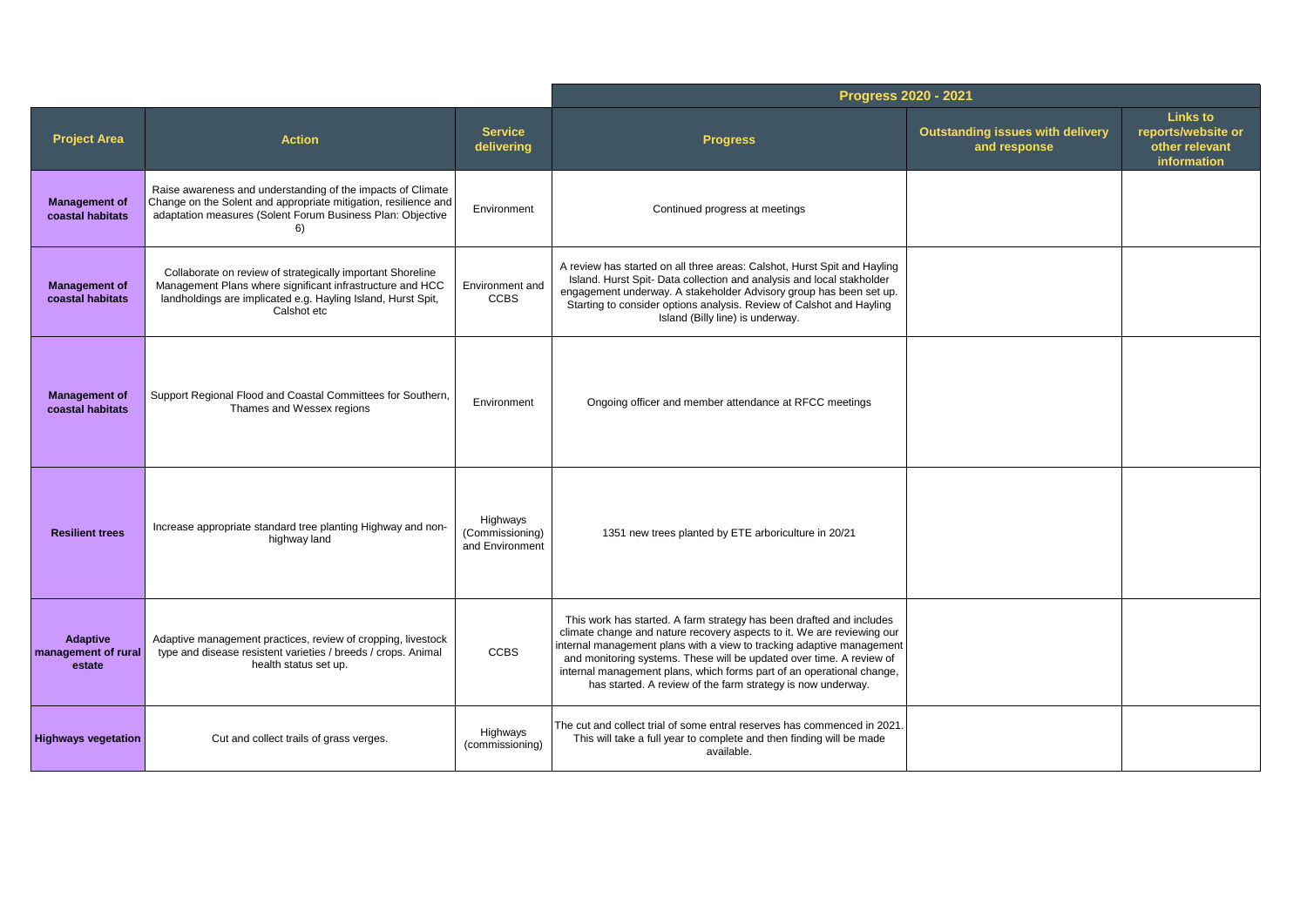| Project Area | Action | Service delivering | Progress 2020 - 2021 | | |
|---|---|---|---|---|---|
| | | | Progress | Outstanding issues with delivery and response | Links to reports/website or other relevant information |
| Management of coastal habitats | Raise awareness and understanding of the impacts of Climate Change on the Solent and appropriate mitigation, resilience and adaptation measures (Solent Forum Business Plan: Objective 6) | Environment | Continued progress at meetings | | |
| Management of coastal habitats | Collaborate on review of strategically important Shoreline Management Plans where significant infrastructure and HCC landholdings are implicated e.g. Hayling Island, Hurst Spit, Calshot etc | Environment and CCBS | A review has started on all three areas: Calshot, Hurst Spit and Hayling Island. Hurst Spit- Data collection and analysis and local stakholder engagement underway. A stakeholder Advisory group has been set up. Starting to consider options analysis. Review of Calshot and Hayling Island (Billy line) is underway. | | |
| Management of coastal habitats | Support Regional Flood and Coastal Committees for Southern, Thames and Wessex regions | Environment | Ongoing officer and member attendance at RFCC meetings | | |
| Resilient trees | Increase appropriate standard tree planting Highway and non-highway land | Highways (Commissioning) and Environment | 1351 new trees planted by ETE arboriculture in 20/21 | | |
| Adaptive management of rural estate | Adaptive management practices, review of cropping, livestock type and disease resistent varieties / breeds / crops. Animal health status set up. | CCBS | This work has started. A farm strategy has been drafted and includes climate change and nature recovery aspects to it. We are reviewing our internal management plans with a view to tracking adaptive management and monitoring systems. These will be updated over time. A review of internal management plans, which forms part of an operational change, has started. A review of the farm strategy is now underway. | | |
| Highways vegetation | Cut and collect trails of grass verges. | Highways (commissioning) | The cut and collect trial of some entral reserves has commenced in 2021. This will take a full year to complete and then finding will be made available. | | |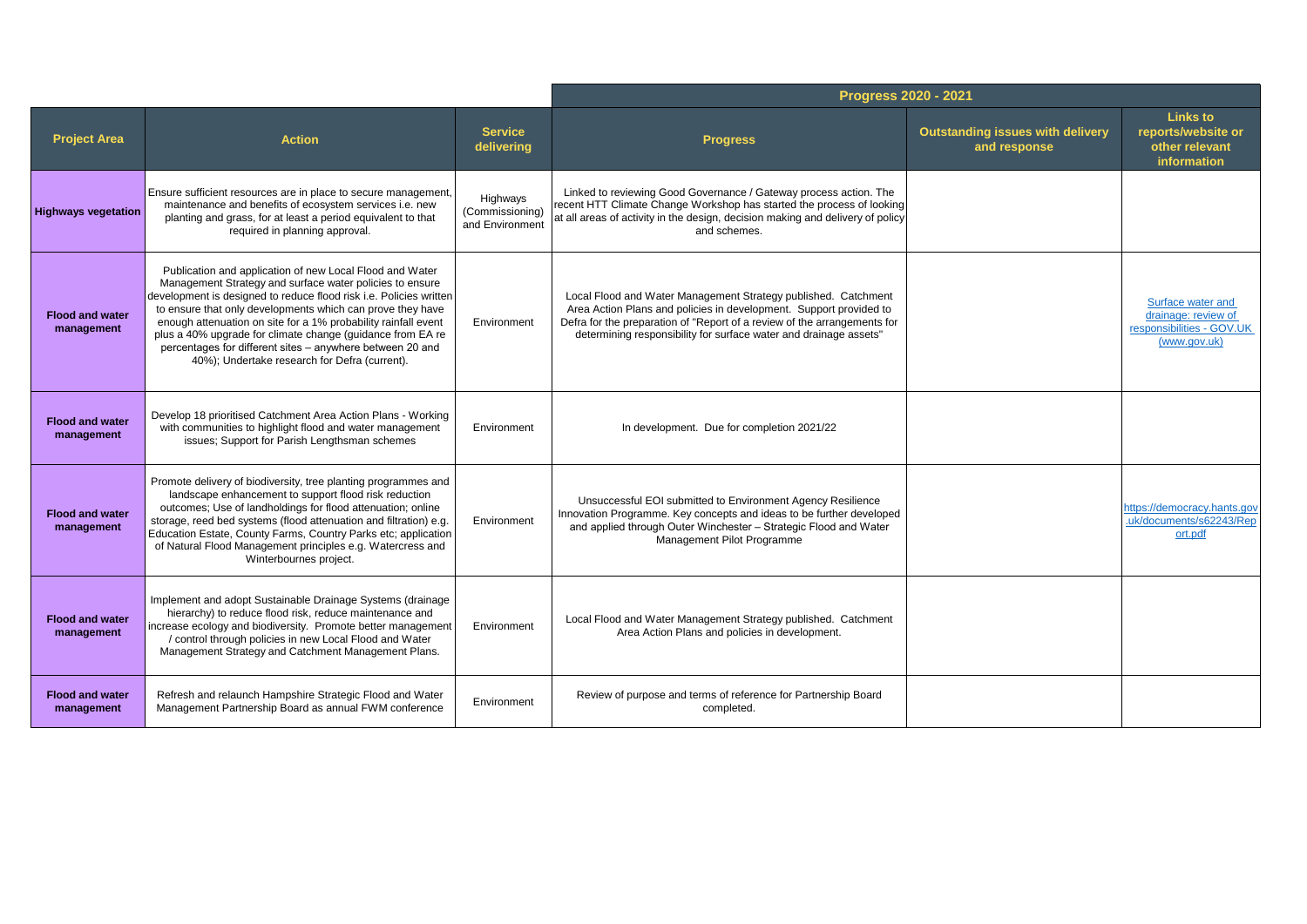| Project Area | Action | Service delivering | Progress 2020 - 2021 | | |
|---|---|---|---|---|---|
| | | | Progress | Outstanding issues with delivery and response | Links to reports/website or other relevant information |
| **Highways vegetation** | Ensure sufficient resources are in place to secure management, maintenance and benefits of ecosystem services i.e. new planting and grass, for at least a period equivalent to that required in planning approval. | Highways (Commissioning) and Environment | Linked to reviewing Good Governance / Gateway process action. The recent HTT Climate Change Workshop has started the process of looking at all areas of activity in the design, decision making and delivery of policy and schemes. | | |
| **Flood and water management** | Publication and application of new Local Flood and Water Management Strategy and surface water policies to ensure development is designed to reduce flood risk i.e. Policies written to ensure that only developments which can prove they have enough attenuation on site for a 1% probability rainfall event plus a 40% upgrade for climate change (guidance from EA re percentages for different sites – anywhere between 20 and 40%); Undertake research for Defra (current). | Environment | Local Flood and Water Management Strategy published. Catchment Area Action Plans and policies in development. Support provided to Defra for the preparation of "Report of a review of the arrangements for determining responsibility for surface water and drainage assets" | | Surface water and drainage: review of responsibilities - GOV.UK (www.gov.uk) |
| **Flood and water management** | Develop 18 prioritised Catchment Area Action Plans - Working with communities to highlight flood and water management issues; Support for Parish Lengthsman schemes | Environment | In development. Due for completion 2021/22 | | |
| **Flood and water management** | Promote delivery of biodiversity, tree planting programmes and landscape enhancement to support flood risk reduction outcomes; Use of landholdings for flood attenuation; online storage, reed bed systems (flood attenuation and filtration) e.g. Education Estate, County Farms, Country Parks etc; application of Natural Flood Management principles e.g. Watercress and Winterbournes project. | Environment | Unsuccessful EOI submitted to Environment Agency Resilience Innovation Programme. Key concepts and ideas to be further developed and applied through Outer Winchester – Strategic Flood and Water Management Pilot Programme | | https://democracy.hants.gov.uk/documents/s62243/Report.pdf |
| **Flood and water management** | Implement and adopt Sustainable Drainage Systems (drainage hierarchy) to reduce flood risk, reduce maintenance and increase ecology and biodiversity. Promote better management / control through policies in new Local Flood and Water Management Strategy and Catchment Management Plans. | Environment | Local Flood and Water Management Strategy published. Catchment Area Action Plans and policies in development. | | |
| **Flood and water management** | Refresh and relaunch Hampshire Strategic Flood and Water Management Partnership Board as annual FWM conference | Environment | Review of purpose and terms of reference for Partnership Board completed. | | |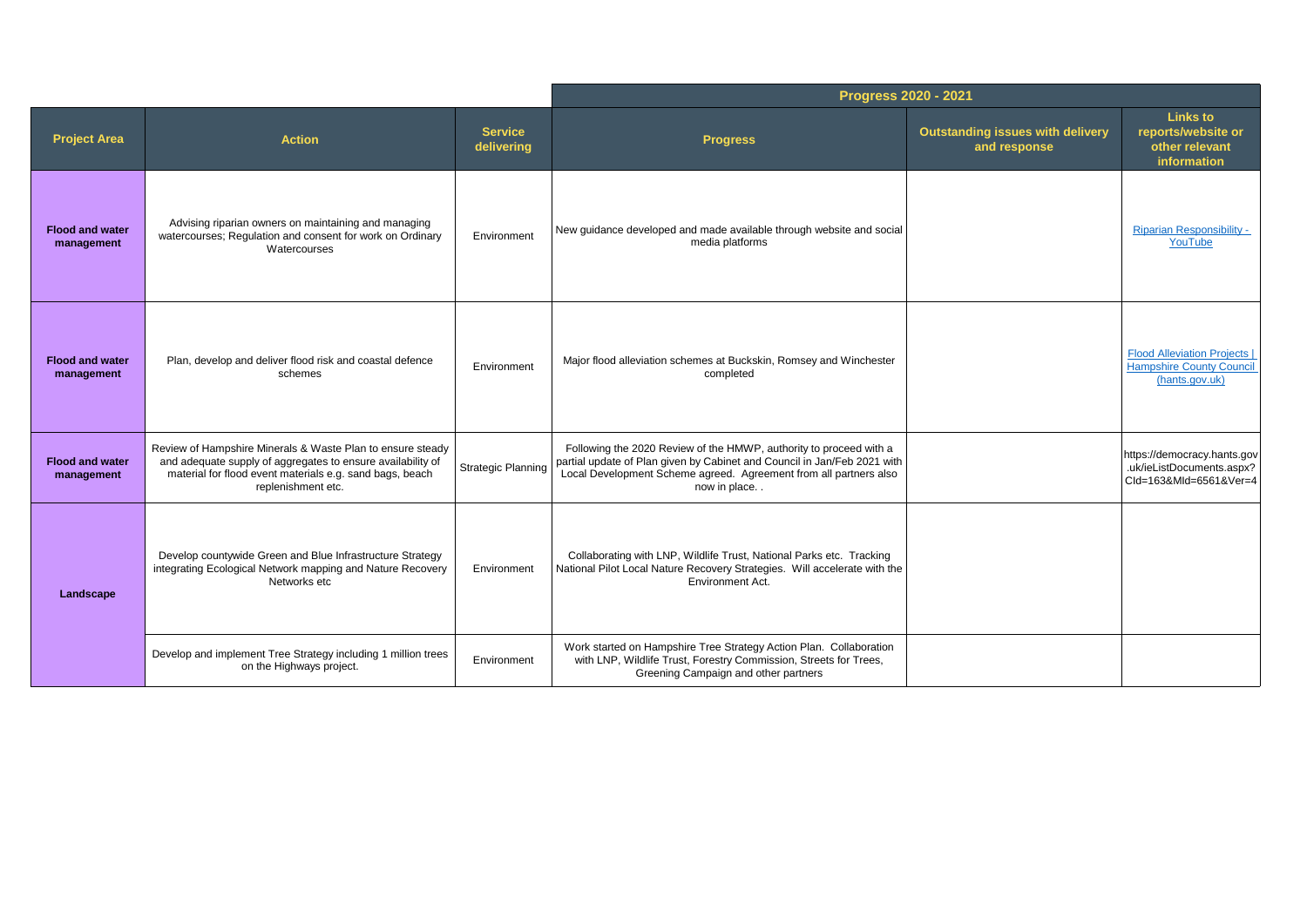| | | | Progress 2020 - 2021 | | |
|---|---|---|---|---|---|
| **Project Area** | **Action** | **Service delivering** | **Progress** | **Outstanding issues with delivery and response** | **Links to reports/website or other relevant information** |
| **Flood and water management** | Advising riparian owners on maintaining and managing watercourses; Regulation and consent for work on Ordinary Watercourses | Environment | New guidance developed and made available through website and social media platforms | | Riparian Responsibility - YouTube |
| **Flood and water management** | Plan, develop and deliver flood risk and coastal defence schemes | Environment | Major flood alleviation schemes at Buckskin, Romsey and Winchester completed | | Flood Alleviation Projects \| Hampshire County Council (hants.gov.uk) |
| **Flood and water management** | Review of Hampshire Minerals & Waste Plan to ensure steady and adequate supply of aggregates to ensure availability of material for flood event materials e.g. sand bags, beach replenishment etc. | Strategic Planning | Following the 2020 Review of the HMWP, authority to proceed with a partial update of Plan given by Cabinet and Council in Jan/Feb 2021 with Local Development Scheme agreed. Agreement from all partners also now in place. . | | https://democracy.hants.gov.uk/ieListDocuments.aspx?CId=163&MId=6561&Ver=4 |
| **Landscape** | Develop countywide Green and Blue Infrastructure Strategy integrating Ecological Network mapping and Nature Recovery Networks etc | Environment | Collaborating with LNP, Wildlife Trust, National Parks etc. Tracking National Pilot Local Nature Recovery Strategies. Will accelerate with the Environment Act. | | |
| **Landscape** | Develop and implement Tree Strategy including 1 million trees on the Highways project. | Environment | Work started on Hampshire Tree Strategy Action Plan. Collaboration with LNP, Wildlife Trust, Forestry Commission, Streets for Trees, Greening Campaign and other partners | | |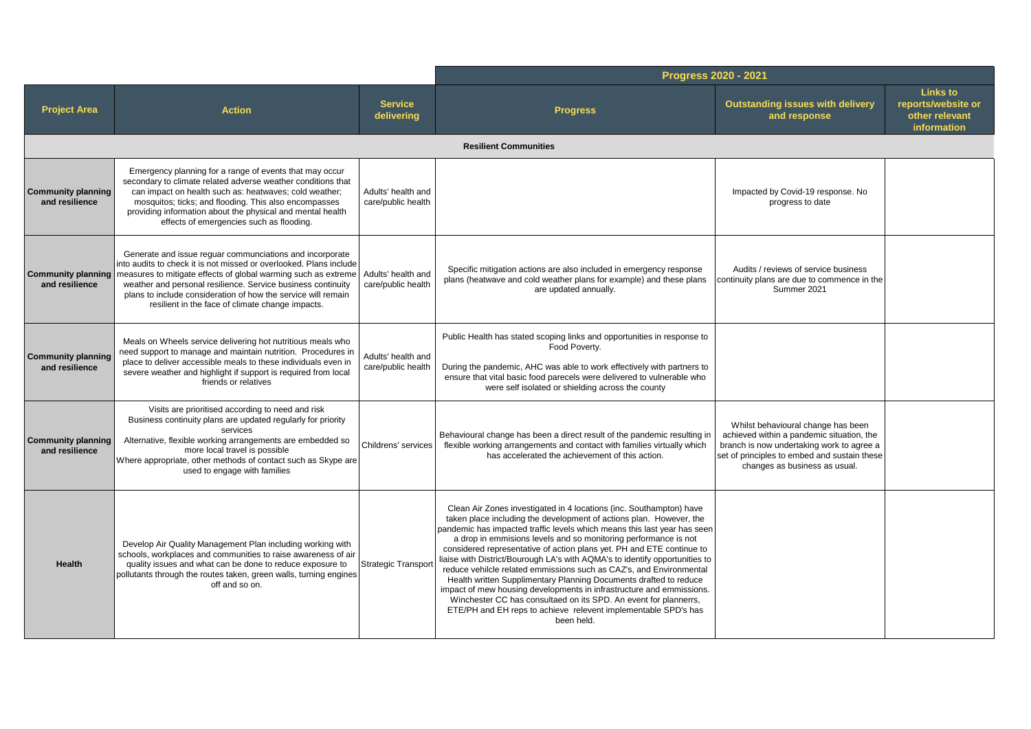| Project Area | Action | Service delivering | Progress 2020 - 2021 | | |
|---|---|---|---|---|---|
| | | | **Progress** | **Outstanding issues with delivery and response** | **Links to reports/website or other relevant information** |
| **Resilient Communities** | | | | | |
| **Community planning and resilience** | Emergency planning for a range of events that may occur secondary to climate related adverse weather conditions that can impact on health such as: heatwaves; cold weather; mosquitos; ticks; and flooding. This also encompasses providing information about the physical and mental health effects of emergencies such as flooding. | Adults' health and care/public health | | Impacted by Covid-19 response. No progress to date | |
| **Community planning and resilience** | Generate and issue reguar communciations and incorporate into audits to check it is not missed or overlooked. Plans include measures to mitigate effects of global warming such as extreme weather and personal resilience. Service business continuity plans to include consideration of how the service will remain resilient in the face of climate change impacts. | Adults' health and care/public health | Specific mitigation actions are also included in emergency response plans (heatwave and cold weather plans for example) and these plans are updated annually. | Audits / reviews of service business continuity plans are due to commence in the Summer 2021 | |
| **Community planning and resilience** | Meals on Wheels service delivering hot nutritious meals who need support to manage and maintain nutrition. Procedures in place to deliver accessible meals to these individuals even in severe weather and highlight if support is required from local friends or relatives | Adults' health and care/public health | Public Health has stated scoping links and opportunities in response to Food Poverty.<br><br>During the pandemic, AHC was able to work effectively with partners to ensure that vital basic food parecels were delivered to vulnerable who were self isolated or shielding across the county | | |
| **Community planning and resilience** | Visits are prioritised according to need and risk<br>Business continuity plans are updated regularly for priority services<br>Alternative, flexible working arrangements are embedded so more local travel is possible<br>Where appropriate, other methods of contact such as Skype are used to engage with families | Childrens' services | Behavioural change has been a direct result of the pandemic resulting in flexible working arrangements and contact with families virtually which has accelerated the achievement of this action. | Whilst behavioural change has been achieved within a pandemic situation, the branch is now undertaking work to agree a set of principles to embed and sustain these changes as business as usual. | |
| **Health** | Develop Air Quality Management Plan including working with schools, workplaces and communities to raise awareness of air quality issues and what can be done to reduce exposure to pollutants through the routes taken, green walls, turning engines off and so on. | Strategic Transport | Clean Air Zones investigated in 4 locations (inc. Southampton) have taken place including the development of actions plan. However, the pandemic has impacted traffic levels which means this last year has seen a drop in emmisions levels and so monitoring performance is not considered representative of action plans yet. PH and ETE continue to liaise with District/Bourough LA's with AQMA's to identify opportunities to reduce vehilcle related emmissions such as CAZ's, and Environmental Health written Supplimentary Planning Documents drafted to reduce impact of mew housing developments in infrastructure and emmissions. Winchester CC has consultaed on its SPD. An event for plannerrs, ETE/PH and EH reps to achieve relevent implementable SPD's has been held. | | |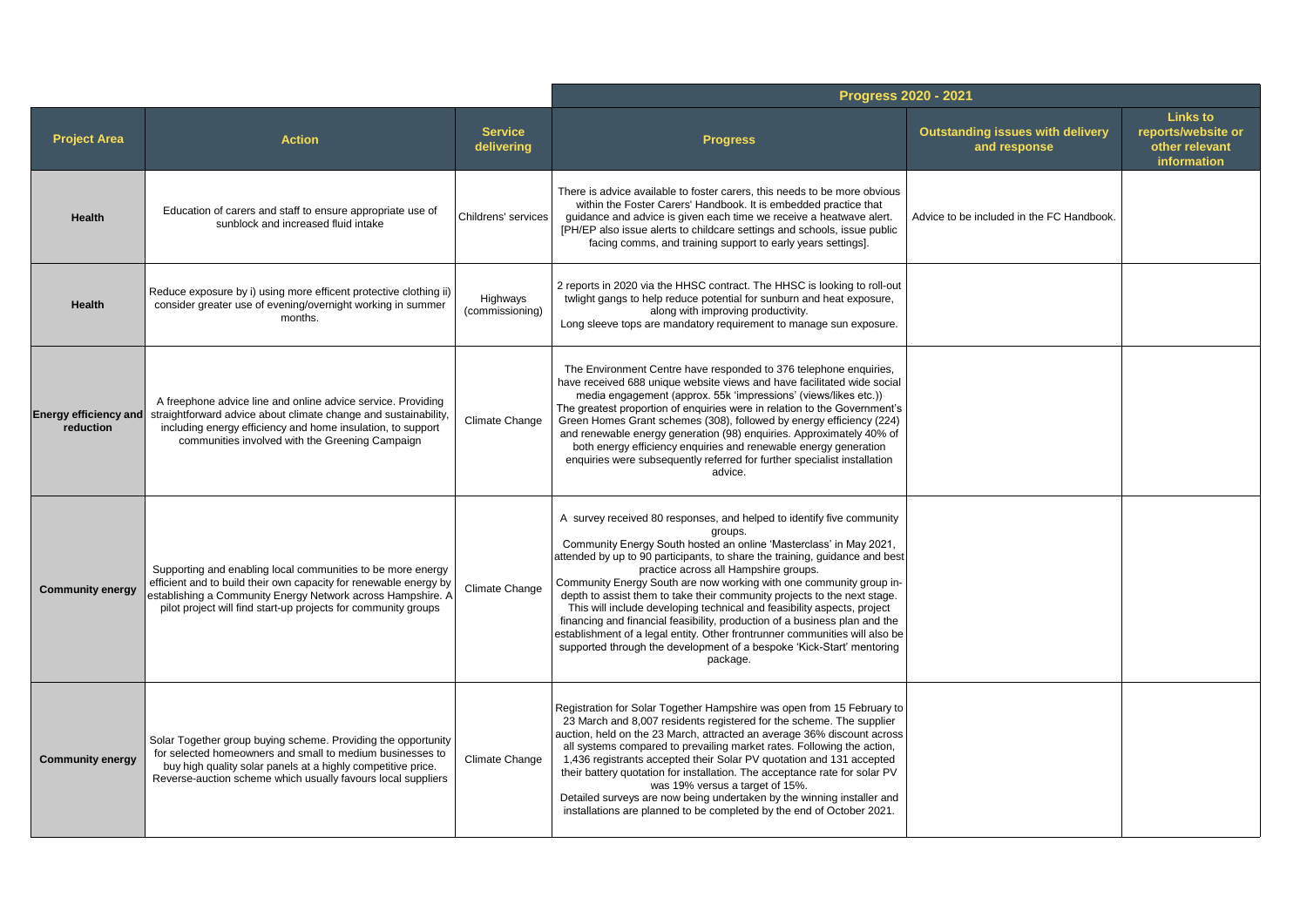| Project Area | Action | Service delivering | Progress 2020 - 2021 | | |
|---|---|---|---|---|---|
| | | | **Progress** | **Outstanding issues with delivery and response** | **Links to reports/website or other relevant information** |
| **Health** | Education of carers and staff to ensure appropriate use of sunblock and increased fluid intake | Childrens' services | There is advice available to foster carers, this needs to be more obvious within the Foster Carers' Handbook. It is embedded practice that guidance and advice is given each time we receive a heatwave alert. [PH/EP also issue alerts to childcare settings and schools, issue public facing comms, and training support to early years settings]. | Advice to be included in the FC Handbook. | |
| **Health** | Reduce exposure by i) using more efficent protective clothing ii) consider greater use of evening/overnight working in summer months. | Highways (commissioning) | 2 reports in 2020 via the HHSC contract. The HHSC is looking to roll-out twlight gangs to help reduce potential for sunburn and heat exposure, along with improving productivity. Long sleeve tops are mandatory requirement to manage sun exposure. | | |
| **Energy efficiency and reduction** | A freephone advice line and online advice service. Providing straightforward advice about climate change and sustainability, including energy efficiency and home insulation, to support communities involved with the Greening Campaign | Climate Change | The Environment Centre have responded to 376 telephone enquiries, have received 688 unique website views and have facilitated wide social media engagement (approx. 55k 'impressions' (views/likes etc.)) The greatest proportion of enquiries were in relation to the Government's Green Homes Grant schemes (308), followed by energy efficiency (224) and renewable energy generation (98) enquiries. Approximately 40% of both energy efficiency enquiries and renewable energy generation enquiries were subsequently referred for further specialist installation advice. | | |
| **Community energy** | Supporting and enabling local communities to be more energy efficient and to build their own capacity for renewable energy by establishing a Community Energy Network across Hampshire. A pilot project will find start-up projects for community groups | Climate Change | A survey received 80 responses, and helped to identify five community groups. Community Energy South hosted an online 'Masterclass' in May 2021, attended by up to 90 participants, to share the training, guidance and best practice across all Hampshire groups. Community Energy South are now working with one community group in-depth to assist them to take their community projects to the next stage. This will include developing technical and feasibility aspects, project financing and financial feasibility, production of a business plan and the establishment of a legal entity. Other frontrunner communities will also be supported through the development of a bespoke 'Kick-Start' mentoring package. | | |
| **Community energy** | Solar Together group buying scheme. Providing the opportunity for selected homeowners and small to medium businesses to buy high quality solar panels at a highly competitive price. Reverse-auction scheme which usually favours local suppliers | Climate Change | Registration for Solar Together Hampshire was open from 15 February to 23 March and 8,007 residents registered for the scheme. The supplier auction, held on the 23 March, attracted an average 36% discount across all systems compared to prevailing market rates. Following the action, 1,436 registrants accepted their Solar PV quotation and 131 accepted their battery quotation for installation. The acceptance rate for solar PV was 19% versus a target of 15%. Detailed surveys are now being undertaken by the winning installer and installations are planned to be completed by the end of October 2021. | | |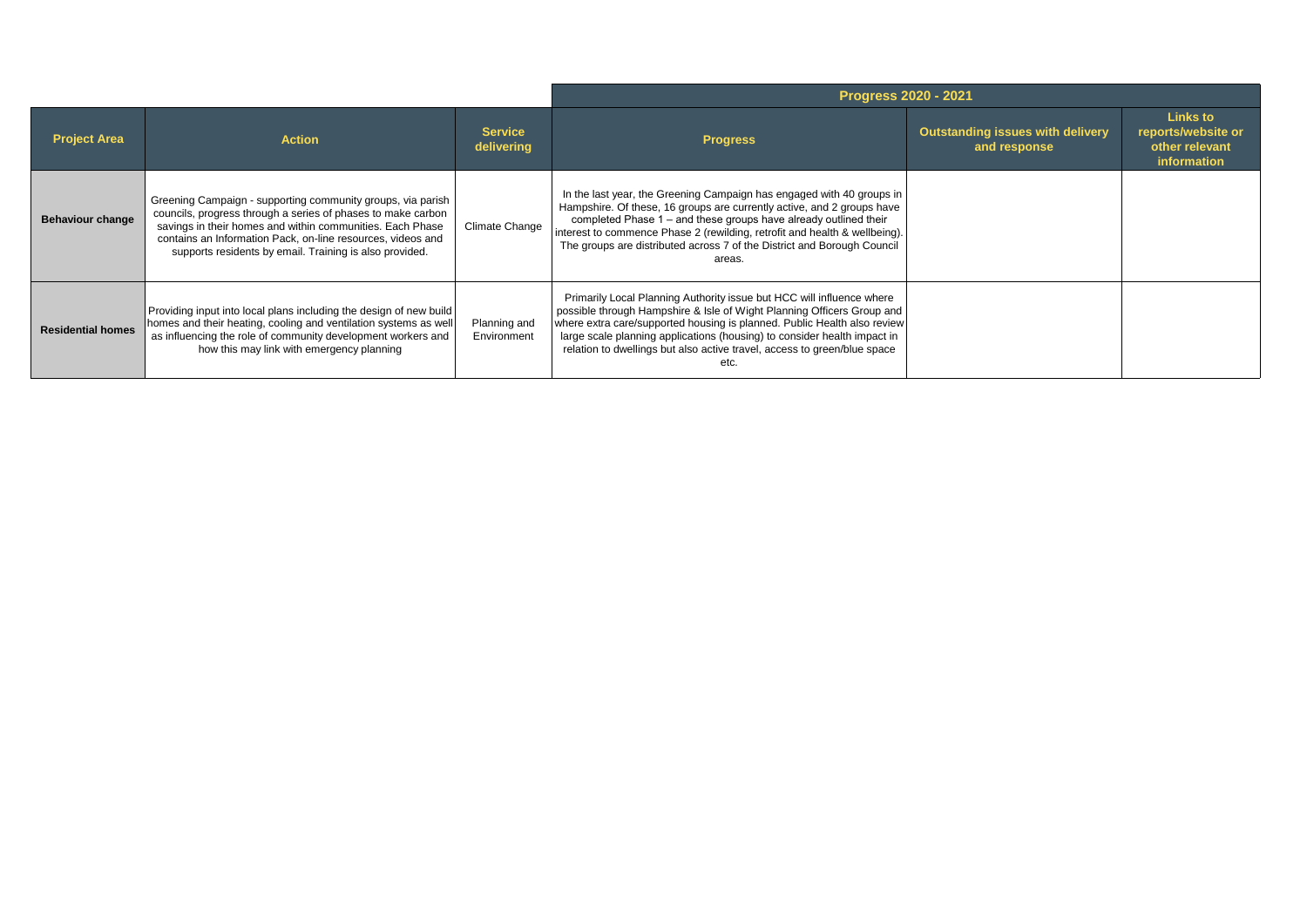| Project Area | Action | Service delivering | Progress 2020 - 2021 | | |
|---|---|---|---|---|---|
| | | | **Progress** | **Outstanding issues with delivery and response** | **Links to reports/website or other relevant information** |
| **Behaviour change** | Greening Campaign - supporting community groups, via parish councils, progress through a series of phases to make carbon savings in their homes and within communities. Each Phase contains an Information Pack, on-line resources, videos and supports residents by email. Training is also provided. | Climate Change | In the last year, the Greening Campaign has engaged with 40 groups in Hampshire. Of these, 16 groups are currently active, and 2 groups have completed Phase 1 – and these groups have already outlined their interest to commence Phase 2 (rewilding, retrofit and health & wellbeing). The groups are distributed across 7 of the District and Borough Council areas. | | |
| **Residential homes** | Providing input into local plans including the design of new build homes and their heating, cooling and ventilation systems as well as influencing the role of community development workers and how this may link with emergency planning | Planning and Environment | Primarily Local Planning Authority issue but HCC will influence where possible through Hampshire & Isle of Wight Planning Officers Group and where extra care/supported housing is planned. Public Health also review large scale planning applications (housing) to consider health impact in relation to dwellings but also active travel, access to green/blue space etc. | | |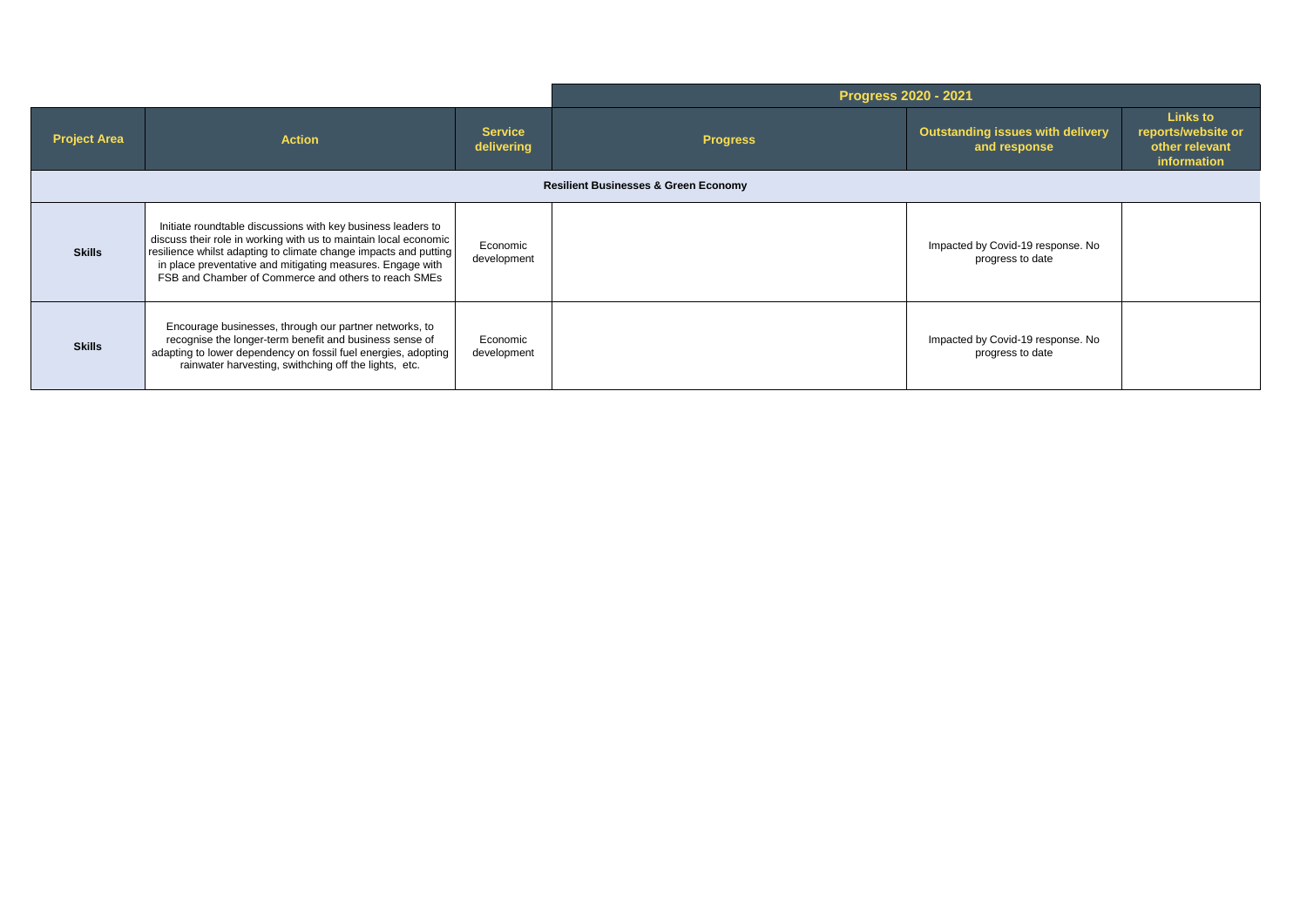| | | | Progress 2020 - 2021 | | |
|---|---|---|---|---|---|
| **Project Area** | **Action** | **Service delivering** | **Progress** | **Outstanding issues with delivery and response** | **Links to reports/website or other relevant information** |
| **Resilient Businesses & Green Economy** | | | | | |
| **Skills** | Initiate roundtable discussions with key business leaders to discuss their role in working with us to maintain local economic resilience whilst adapting to climate change impacts and putting in place preventative and mitigating measures. Engage with FSB and Chamber of Commerce and others to reach SMEs | Economic development | | Impacted by Covid-19 response. No progress to date | |
| **Skills** | Encourage businesses, through our partner networks, to recognise the longer-term benefit and business sense of adapting to lower dependency on fossil fuel energies, adopting rainwater harvesting, swithching off the lights, etc. | Economic development | | Impacted by Covid-19 response. No progress to date | |